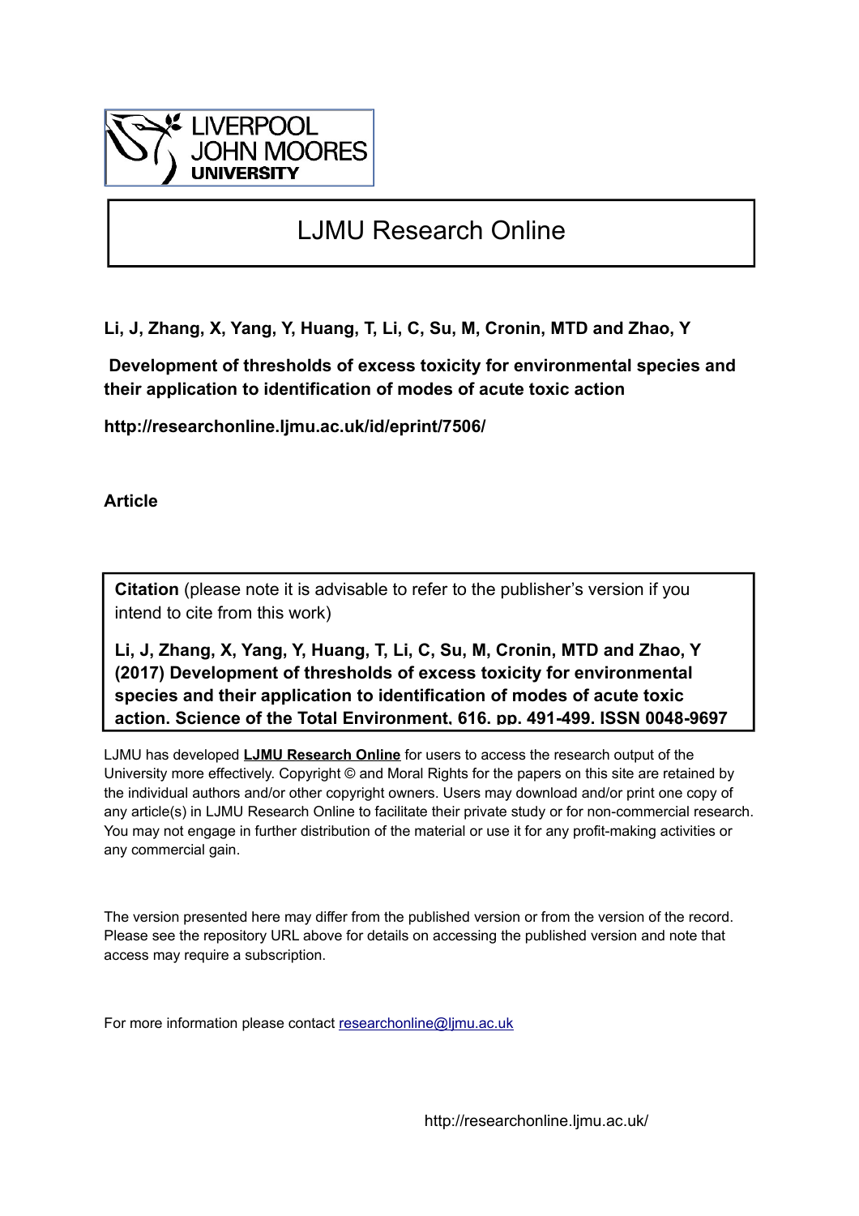LIVERPOOL JOHN MOORES UNIVERSITY

# LJMU Research Online

**Li, J, Zhang, X, Yang, Y, Huang, T, Li, C, Su, M, Cronin, MTD and Zhao, Y**

**Development of thresholds of excess toxicity for environmental species and their application to identification of modes of acute toxic action**

**http://researchonline.ljmu.ac.uk/id/eprint/7506/**

**Article**

**Citation** (please note it is advisable to refer to the publisher's version if you intend to cite from this work)

**Li, J, Zhang, X, Yang, Y, Huang, T, Li, C, Su, M, Cronin, MTD and Zhao, Y (2017) Development of thresholds of excess toxicity for environmental species and their application to identification of modes of acute toxic action. Science of the Total Environment, 616. pp. 491-499. ISSN 0048-9697**

LJMU has developed **LJMU Research Online** for users to access the research output of the University more effectively. Copyright © and Moral Rights for the papers on this site are retained by the individual authors and/or other copyright owners. Users may download and/or print one copy of any article(s) in LJMU Research Online to facilitate their private study or for non-commercial research. You may not engage in further distribution of the material or use it for any profit-making activities or any commercial gain.

The version presented here may differ from the published version or from the version of the record. Please see the repository URL above for details on accessing the published version and note that access may require a subscription.

For more information please contact researchonline@ljmu.ac.uk

http://researchonline.ljmu.ac.uk/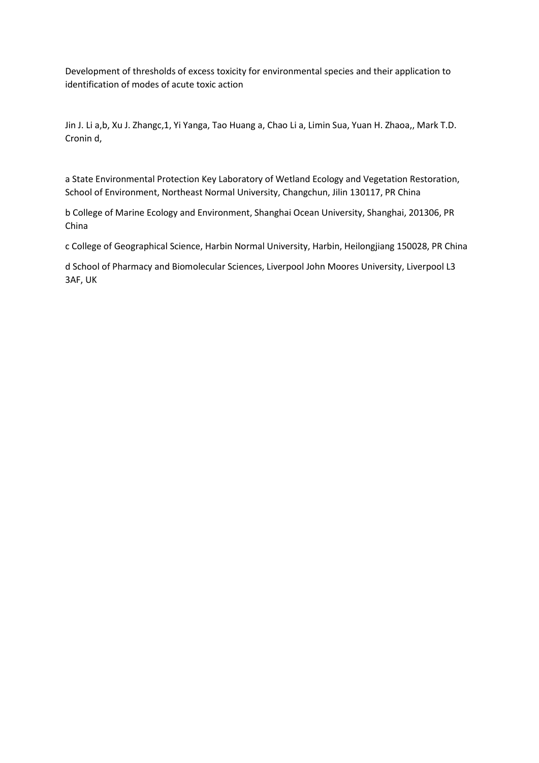Development of thresholds of excess toxicity for environmental species and their application to identification of modes of acute toxic action

Jin J. Li a,b, Xu J. Zhangc,1, Yi Yanga, Tao Huang a, Chao Li a, Limin Sua, Yuan H. Zhaoa,, Mark T.D. Cronin d,

a State Environmental Protection Key Laboratory of Wetland Ecology and Vegetation Restoration, School of Environment, Northeast Normal University, Changchun, Jilin 130117, PR China

b College of Marine Ecology and Environment, Shanghai Ocean University, Shanghai, 201306, PR China

c College of Geographical Science, Harbin Normal University, Harbin, Heilongjiang 150028, PR China

d School of Pharmacy and Biomolecular Sciences, Liverpool John Moores University, Liverpool L3 3AF, UK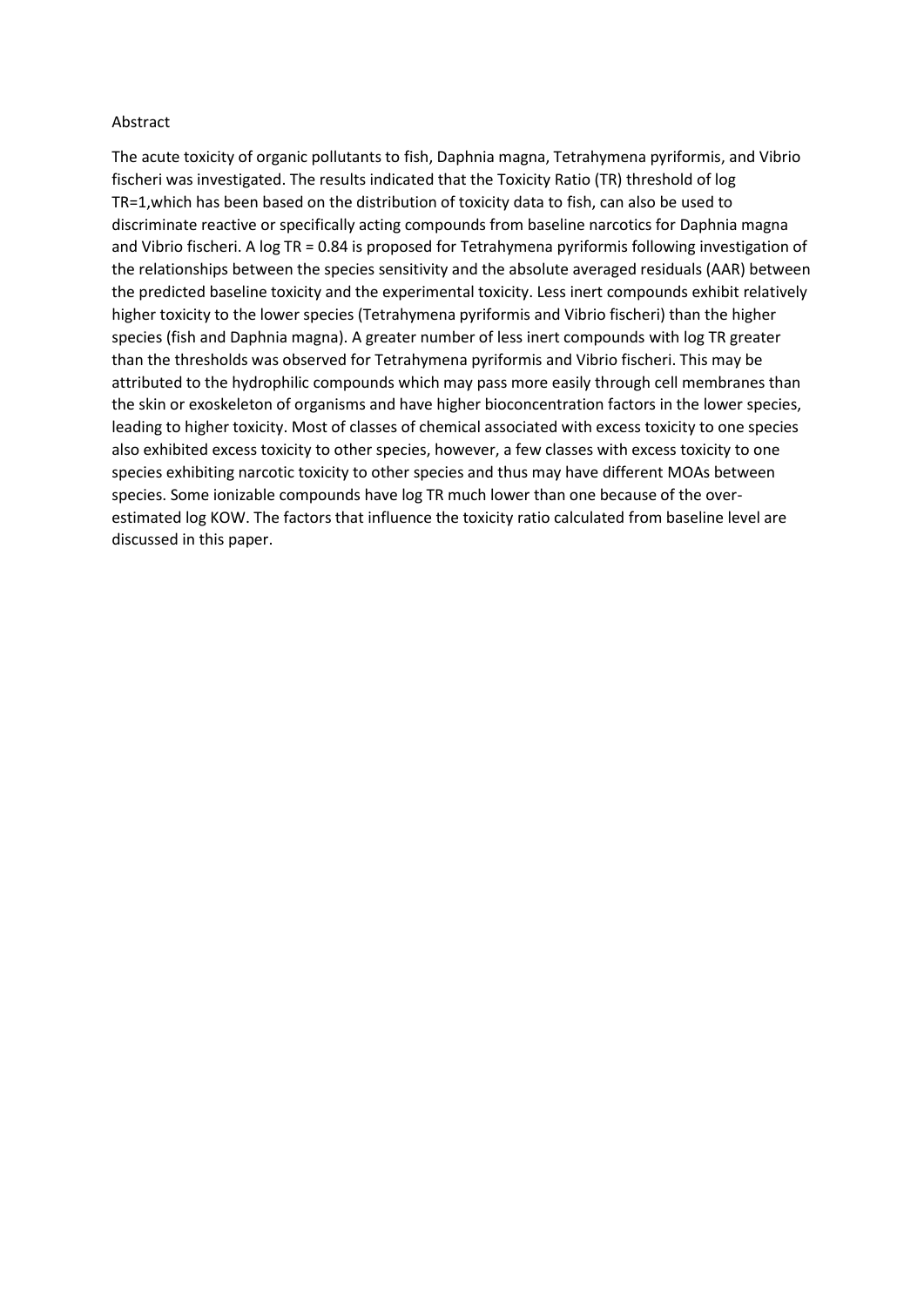Abstract

The acute toxicity of organic pollutants to fish, Daphnia magna, Tetrahymena pyriformis, and Vibrio fischeri was investigated. The results indicated that the Toxicity Ratio (TR) threshold of log TR=1,which has been based on the distribution of toxicity data to fish, can also be used to discriminate reactive or specifically acting compounds from baseline narcotics for Daphnia magna and Vibrio fischeri. A log TR = 0.84 is proposed for Tetrahymena pyriformis following investigation of the relationships between the species sensitivity and the absolute averaged residuals (AAR) between the predicted baseline toxicity and the experimental toxicity. Less inert compounds exhibit relatively higher toxicity to the lower species (Tetrahymena pyriformis and Vibrio fischeri) than the higher species (fish and Daphnia magna). A greater number of less inert compounds with log TR greater than the thresholds was observed for Tetrahymena pyriformis and Vibrio fischeri. This may be attributed to the hydrophilic compounds which may pass more easily through cell membranes than the skin or exoskeleton of organisms and have higher bioconcentration factors in the lower species, leading to higher toxicity. Most of classes of chemical associated with excess toxicity to one species also exhibited excess toxicity to other species, however, a few classes with excess toxicity to one species exhibiting narcotic toxicity to other species and thus may have different MOAs between species. Some ionizable compounds have log TR much lower than one because of the over-estimated log KOW. The factors that influence the toxicity ratio calculated from baseline level are discussed in this paper.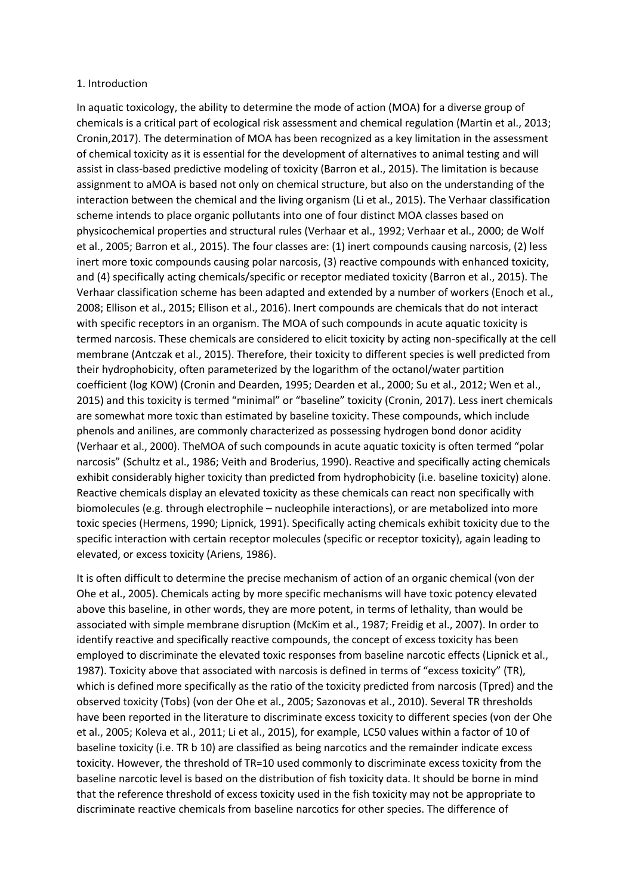## 1. Introduction

In aquatic toxicology, the ability to determine the mode of action (MOA) for a diverse group of chemicals is a critical part of ecological risk assessment and chemical regulation (Martin et al., 2013; Cronin,2017). The determination of MOA has been recognized as a key limitation in the assessment of chemical toxicity as it is essential for the development of alternatives to animal testing and will assist in class-based predictive modeling of toxicity (Barron et al., 2015). The limitation is because assignment to aMOA is based not only on chemical structure, but also on the understanding of the interaction between the chemical and the living organism (Li et al., 2015). The Verhaar classification scheme intends to place organic pollutants into one of four distinct MOA classes based on physicochemical properties and structural rules (Verhaar et al., 1992; Verhaar et al., 2000; de Wolf et al., 2005; Barron et al., 2015). The four classes are: (1) inert compounds causing narcosis, (2) less inert more toxic compounds causing polar narcosis, (3) reactive compounds with enhanced toxicity, and (4) specifically acting chemicals/specific or receptor mediated toxicity (Barron et al., 2015). The Verhaar classification scheme has been adapted and extended by a number of workers (Enoch et al., 2008; Ellison et al., 2015; Ellison et al., 2016). Inert compounds are chemicals that do not interact with specific receptors in an organism. The MOA of such compounds in acute aquatic toxicity is termed narcosis. These chemicals are considered to elicit toxicity by acting non-specifically at the cell membrane (Antczak et al., 2015). Therefore, their toxicity to different species is well predicted from their hydrophobicity, often parameterized by the logarithm of the octanol/water partition coefficient (log KOW) (Cronin and Dearden, 1995; Dearden et al., 2000; Su et al., 2012; Wen et al., 2015) and this toxicity is termed "minimal" or "baseline" toxicity (Cronin, 2017). Less inert chemicals are somewhat more toxic than estimated by baseline toxicity. These compounds, which include phenols and anilines, are commonly characterized as possessing hydrogen bond donor acidity (Verhaar et al., 2000). TheMOA of such compounds in acute aquatic toxicity is often termed "polar narcosis" (Schultz et al., 1986; Veith and Broderius, 1990). Reactive and specifically acting chemicals exhibit considerably higher toxicity than predicted from hydrophobicity (i.e. baseline toxicity) alone. Reactive chemicals display an elevated toxicity as these chemicals can react non specifically with biomolecules (e.g. through electrophile – nucleophile interactions), or are metabolized into more toxic species (Hermens, 1990; Lipnick, 1991). Specifically acting chemicals exhibit toxicity due to the specific interaction with certain receptor molecules (specific or receptor toxicity), again leading to elevated, or excess toxicity (Ariens, 1986).

It is often difficult to determine the precise mechanism of action of an organic chemical (von der Ohe et al., 2005). Chemicals acting by more specific mechanisms will have toxic potency elevated above this baseline, in other words, they are more potent, in terms of lethality, than would be associated with simple membrane disruption (McKim et al., 1987; Freidig et al., 2007). In order to identify reactive and specifically reactive compounds, the concept of excess toxicity has been employed to discriminate the elevated toxic responses from baseline narcotic effects (Lipnick et al., 1987). Toxicity above that associated with narcosis is defined in terms of "excess toxicity" (TR), which is defined more specifically as the ratio of the toxicity predicted from narcosis (Tpred) and the observed toxicity (Tobs) (von der Ohe et al., 2005; Sazonovas et al., 2010). Several TR thresholds have been reported in the literature to discriminate excess toxicity to different species (von der Ohe et al., 2005; Koleva et al., 2011; Li et al., 2015), for example, LC50 values within a factor of 10 of baseline toxicity (i.e. TR b 10) are classified as being narcotics and the remainder indicate excess toxicity. However, the threshold of TR=10 used commonly to discriminate excess toxicity from the baseline narcotic level is based on the distribution of fish toxicity data. It should be borne in mind that the reference threshold of excess toxicity used in the fish toxicity may not be appropriate to discriminate reactive chemicals from baseline narcotics for other species. The difference of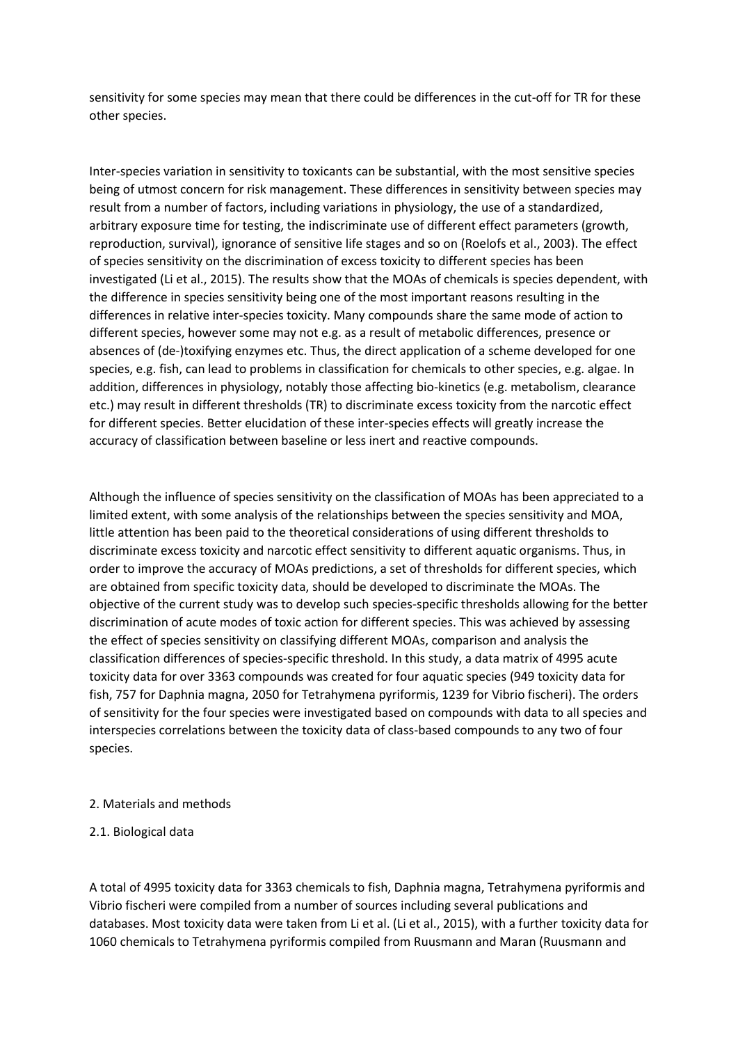sensitivity for some species may mean that there could be differences in the cut-off for TR for these other species.

Inter-species variation in sensitivity to toxicants can be substantial, with the most sensitive species being of utmost concern for risk management. These differences in sensitivity between species may result from a number of factors, including variations in physiology, the use of a standardized, arbitrary exposure time for testing, the indiscriminate use of different effect parameters (growth, reproduction, survival), ignorance of sensitive life stages and so on (Roelofs et al., 2003). The effect of species sensitivity on the discrimination of excess toxicity to different species has been investigated (Li et al., 2015). The results show that the MOAs of chemicals is species dependent, with the difference in species sensitivity being one of the most important reasons resulting in the differences in relative inter-species toxicity. Many compounds share the same mode of action to different species, however some may not e.g. as a result of metabolic differences, presence or absences of (de-)toxifying enzymes etc. Thus, the direct application of a scheme developed for one species, e.g. fish, can lead to problems in classification for chemicals to other species, e.g. algae. In addition, differences in physiology, notably those affecting bio-kinetics (e.g. metabolism, clearance etc.) may result in different thresholds (TR) to discriminate excess toxicity from the narcotic effect for different species. Better elucidation of these inter-species effects will greatly increase the accuracy of classification between baseline or less inert and reactive compounds.

Although the influence of species sensitivity on the classification of MOAs has been appreciated to a limited extent, with some analysis of the relationships between the species sensitivity and MOA, little attention has been paid to the theoretical considerations of using different thresholds to discriminate excess toxicity and narcotic effect sensitivity to different aquatic organisms. Thus, in order to improve the accuracy of MOAs predictions, a set of thresholds for different species, which are obtained from specific toxicity data, should be developed to discriminate the MOAs. The objective of the current study was to develop such species-specific thresholds allowing for the better discrimination of acute modes of toxic action for different species. This was achieved by assessing the effect of species sensitivity on classifying different MOAs, comparison and analysis the classification differences of species-specific threshold. In this study, a data matrix of 4995 acute toxicity data for over 3363 compounds was created for four aquatic species (949 toxicity data for fish, 757 for Daphnia magna, 2050 for Tetrahymena pyriformis, 1239 for Vibrio fischeri). The orders of sensitivity for the four species were investigated based on compounds with data to all species and interspecies correlations between the toxicity data of class-based compounds to any two of four species.

## 2. Materials and methods

### 2.1. Biological data

A total of 4995 toxicity data for 3363 chemicals to fish, Daphnia magna, Tetrahymena pyriformis and Vibrio fischeri were compiled from a number of sources including several publications and databases. Most toxicity data were taken from Li et al. (Li et al., 2015), with a further toxicity data for 1060 chemicals to Tetrahymena pyriformis compiled from Ruusmann and Maran (Ruusmann and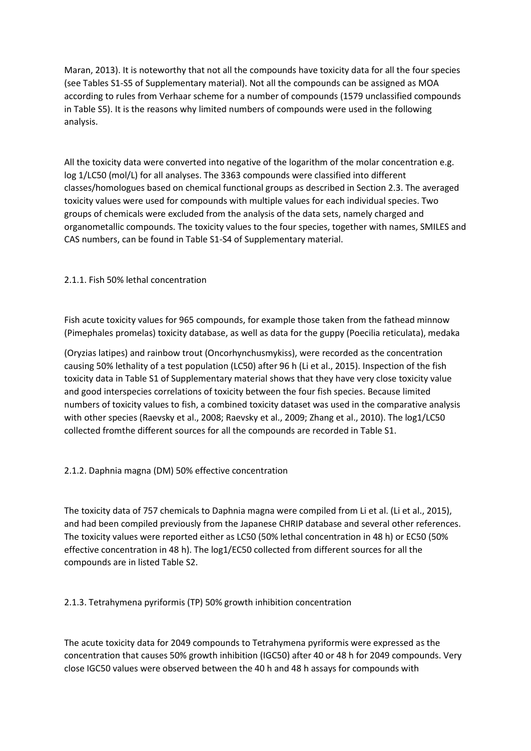Maran, 2013). It is noteworthy that not all the compounds have toxicity data for all the four species (see Tables S1-S5 of Supplementary material). Not all the compounds can be assigned as MOA according to rules from Verhaar scheme for a number of compounds (1579 unclassified compounds in Table S5). It is the reasons why limited numbers of compounds were used in the following analysis.

All the toxicity data were converted into negative of the logarithm of the molar concentration e.g. log 1/LC50 (mol/L) for all analyses. The 3363 compounds were classified into different classes/homologues based on chemical functional groups as described in Section 2.3. The averaged toxicity values were used for compounds with multiple values for each individual species. Two groups of chemicals were excluded from the analysis of the data sets, namely charged and organometallic compounds. The toxicity values to the four species, together with names, SMILES and CAS numbers, can be found in Table S1-S4 of Supplementary material.

### 2.1.1. Fish 50% lethal concentration

Fish acute toxicity values for 965 compounds, for example those taken from the fathead minnow (Pimephales promelas) toxicity database, as well as data for the guppy (Poecilia reticulata), medaka (Oryzias latipes) and rainbow trout (Oncorhynchusmykiss), were recorded as the concentration causing 50% lethality of a test population (LC50) after 96 h (Li et al., 2015). Inspection of the fish toxicity data in Table S1 of Supplementary material shows that they have very close toxicity value and good interspecies correlations of toxicity between the four fish species. Because limited numbers of toxicity values to fish, a combined toxicity dataset was used in the comparative analysis with other species (Raevsky et al., 2008; Raevsky et al., 2009; Zhang et al., 2010). The log1/LC50 collected fromthe different sources for all the compounds are recorded in Table S1.

### 2.1.2. Daphnia magna (DM) 50% effective concentration

The toxicity data of 757 chemicals to Daphnia magna were compiled from Li et al. (Li et al., 2015), and had been compiled previously from the Japanese CHRIP database and several other references. The toxicity values were reported either as LC50 (50% lethal concentration in 48 h) or EC50 (50% effective concentration in 48 h). The log1/EC50 collected from different sources for all the compounds are in listed Table S2.

### 2.1.3. Tetrahymena pyriformis (TP) 50% growth inhibition concentration

The acute toxicity data for 2049 compounds to Tetrahymena pyriformis were expressed as the concentration that causes 50% growth inhibition (IGC50) after 40 or 48 h for 2049 compounds. Very close IGC50 values were observed between the 40 h and 48 h assays for compounds with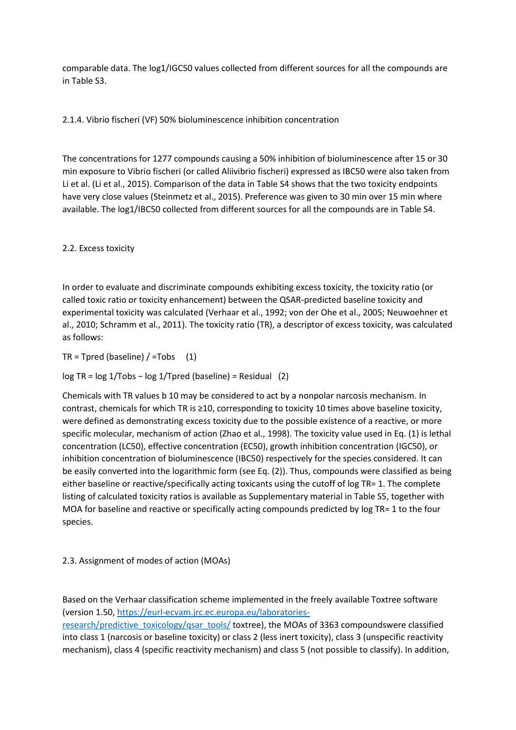comparable data. The log1/IGC50 values collected from different sources for all the compounds are in Table S3.

### 2.1.4. Vibrio fischeri (VF) 50% bioluminescence inhibition concentration

The concentrations for 1277 compounds causing a 50% inhibition of bioluminescence after 15 or 30 min exposure to Vibrio fischeri (or called Aliivibrio fischeri) expressed as IBC50 were also taken from Li et al. (Li et al., 2015). Comparison of the data in Table S4 shows that the two toxicity endpoints have very close values (Steinmetz et al., 2015). Preference was given to 30 min over 15 min where available. The log1/IBC50 collected from different sources for all the compounds are in Table S4.

## 2.2. Excess toxicity

In order to evaluate and discriminate compounds exhibiting excess toxicity, the toxicity ratio (or called toxic ratio or toxicity enhancement) between the QSAR-predicted baseline toxicity and experimental toxicity was calculated (Verhaar et al., 1992; von der Ohe et al., 2005; Neuwoehner et al., 2010; Schramm et al., 2011). The toxicity ratio (TR), a descriptor of excess toxicity, was calculated as follows:

$$TR = T_{pred}(\text{baseline}) / =T_{obs} \quad (1)$$

$$\log TR = \log 1/T_{obs} - \log 1/T_{pred}(\text{baseline}) = \text{Residual} \quad (2)$$

Chemicals with TR values b 10 may be considered to act by a nonpolar narcosis mechanism. In contrast, chemicals for which TR is ≥10, corresponding to toxicity 10 times above baseline toxicity, were defined as demonstrating excess toxicity due to the possible existence of a reactive, or more specific molecular, mechanism of action (Zhao et al., 1998). The toxicity value used in Eq. (1) is lethal concentration (LC50), effective concentration (EC50), growth inhibition concentration (IGC50), or inhibition concentration of bioluminescence (IBC50) respectively for the species considered. It can be easily converted into the logarithmic form (see Eq. (2)). Thus, compounds were classified as being either baseline or reactive/specifically acting toxicants using the cutoff of log TR= 1. The complete listing of calculated toxicity ratios is available as Supplementary material in Table S5, together with MOA for baseline and reactive or specifically acting compounds predicted by log TR= 1 to the four species.

## 2.3. Assignment of modes of action (MOAs)

Based on the Verhaar classification scheme implemented in the freely available Toxtree software (version 1.50, [https://eurl-ecvam.jrc.ec.europa.eu/laboratories-research/predictive_toxicology/qsar_tools/](https://eurl-ecvam.jrc.ec.europa.eu/laboratories-research/predictive_toxicology/qsar_tools/) toxtree), the MOAs of 3363 compoundswere classified into class 1 (narcosis or baseline toxicity) or class 2 (less inert toxicity), class 3 (unspecific reactivity mechanism), class 4 (specific reactivity mechanism) and class 5 (not possible to classify). In addition,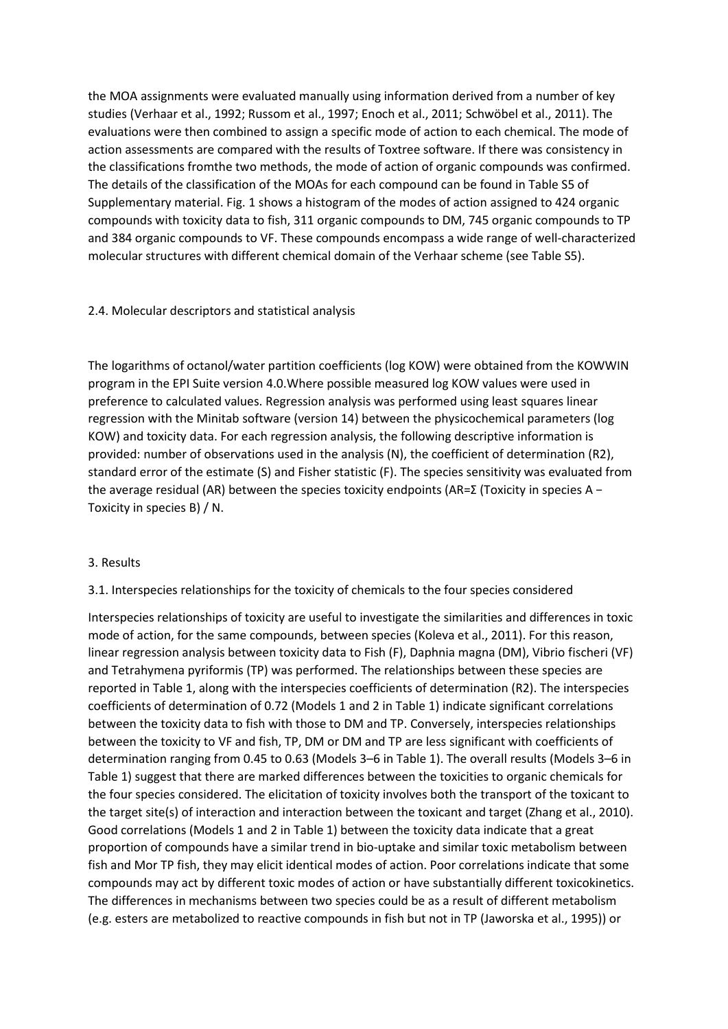the MOA assignments were evaluated manually using information derived from a number of key studies (Verhaar et al., 1992; Russom et al., 1997; Enoch et al., 2011; Schwöbel et al., 2011). The evaluations were then combined to assign a specific mode of action to each chemical. The mode of action assessments are compared with the results of Toxtree software. If there was consistency in the classifications fromthe two methods, the mode of action of organic compounds was confirmed. The details of the classification of the MOAs for each compound can be found in Table S5 of Supplementary material. Fig. 1 shows a histogram of the modes of action assigned to 424 organic compounds with toxicity data to fish, 311 organic compounds to DM, 745 organic compounds to TP and 384 organic compounds to VF. These compounds encompass a wide range of well-characterized molecular structures with different chemical domain of the Verhaar scheme (see Table S5).

## 2.4. Molecular descriptors and statistical analysis

The logarithms of octanol/water partition coefficients (log KOW) were obtained from the KOWWIN program in the EPI Suite version 4.0.Where possible measured log KOW values were used in preference to calculated values. Regression analysis was performed using least squares linear regression with the Minitab software (version 14) between the physicochemical parameters (log KOW) and toxicity data. For each regression analysis, the following descriptive information is provided: number of observations used in the analysis (N), the coefficient of determination ($R^2$), standard error of the estimate (S) and Fisher statistic (F). The species sensitivity was evaluated from the average residual (AR) between the species toxicity endpoints (AR=Σ (Toxicity in species A − Toxicity in species B) / N.

## 3. Results

### 3.1. Interspecies relationships for the toxicity of chemicals to the four species considered

Interspecies relationships of toxicity are useful to investigate the similarities and differences in toxic mode of action, for the same compounds, between species (Koleva et al., 2011). For this reason, linear regression analysis between toxicity data to Fish (F), Daphnia magna (DM), Vibrio fischeri (VF) and Tetrahymena pyriformis (TP) was performed. The relationships between these species are reported in Table 1, along with the interspecies coefficients of determination ($R^2$). The interspecies coefficients of determination of 0.72 (Models 1 and 2 in Table 1) indicate significant correlations between the toxicity data to fish with those to DM and TP. Conversely, interspecies relationships between the toxicity to VF and fish, TP, DM or DM and TP are less significant with coefficients of determination ranging from 0.45 to 0.63 (Models 3–6 in Table 1). The overall results (Models 3–6 in Table 1) suggest that there are marked differences between the toxicities to organic chemicals for the four species considered. The elicitation of toxicity involves both the transport of the toxicant to the target site(s) of interaction and interaction between the toxicant and target (Zhang et al., 2010). Good correlations (Models 1 and 2 in Table 1) between the toxicity data indicate that a great proportion of compounds have a similar trend in bio-uptake and similar toxic metabolism between fish and Mor TP fish, they may elicit identical modes of action. Poor correlations indicate that some compounds may act by different toxic modes of action or have substantially different toxicokinetics. The differences in mechanisms between two species could be as a result of different metabolism (e.g. esters are metabolized to reactive compounds in fish but not in TP (Jaworska et al., 1995)) or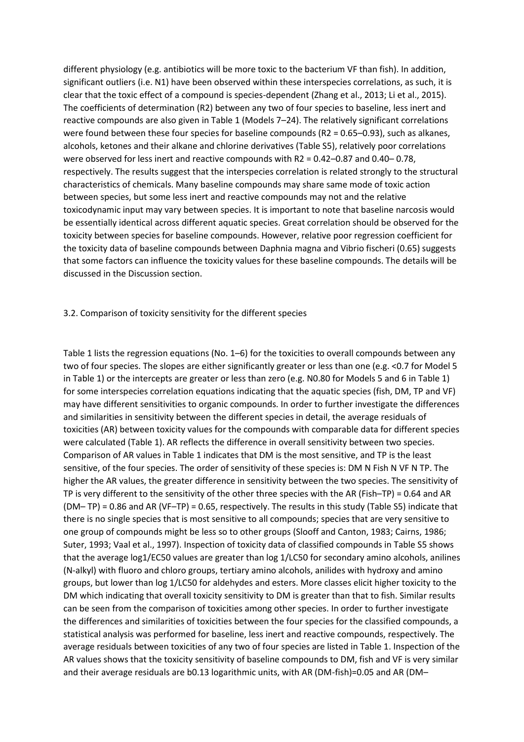different physiology (e.g. antibiotics will be more toxic to the bacterium VF than fish). In addition, significant outliers (i.e. N1) have been observed within these interspecies correlations, as such, it is clear that the toxic effect of a compound is species-dependent (Zhang et al., 2013; Li et al., 2015). The coefficients of determination ($R^2$) between any two of four species to baseline, less inert and reactive compounds are also given in Table 1 (Models 7–24). The relatively significant correlations were found between these four species for baseline compounds ($R^2$ = 0.65–0.93), such as alkanes, alcohols, ketones and their alkane and chlorine derivatives (Table S5), relatively poor correlations were observed for less inert and reactive compounds with $R^2$ = 0.42–0.87 and 0.40– 0.78, respectively. The results suggest that the interspecies correlation is related strongly to the structural characteristics of chemicals. Many baseline compounds may share same mode of toxic action between species, but some less inert and reactive compounds may not and the relative toxicodynamic input may vary between species. It is important to note that baseline narcosis would be essentially identical across different aquatic species. Great correlation should be observed for the toxicity between species for baseline compounds. However, relative poor regression coefficient for the toxicity data of baseline compounds between Daphnia magna and Vibrio fischeri (0.65) suggests that some factors can influence the toxicity values for these baseline compounds. The details will be discussed in the Discussion section.

### 3.2. Comparison of toxicity sensitivity for the different species

Table 1 lists the regression equations (No. 1–6) for the toxicities to overall compounds between any two of four species. The slopes are either significantly greater or less than one (e.g. <0.7 for Model 5 in Table 1) or the intercepts are greater or less than zero (e.g. N0.80 for Models 5 and 6 in Table 1) for some interspecies correlation equations indicating that the aquatic species (fish, DM, TP and VF) may have different sensitivities to organic compounds. In order to further investigate the differences and similarities in sensitivity between the different species in detail, the average residuals of toxicities (AR) between toxicity values for the compounds with comparable data for different species were calculated (Table 1). AR reflects the difference in overall sensitivity between two species. Comparison of AR values in Table 1 indicates that DM is the most sensitive, and TP is the least sensitive, of the four species. The order of sensitivity of these species is: DM N Fish N VF N TP. The higher the AR values, the greater difference in sensitivity between the two species. The sensitivity of TP is very different to the sensitivity of the other three species with the AR (Fish–TP) = 0.64 and AR (DM– TP) = 0.86 and AR (VF–TP) = 0.65, respectively. The results in this study (Table S5) indicate that there is no single species that is most sensitive to all compounds; species that are very sensitive to one group of compounds might be less so to other groups (Slooff and Canton, 1983; Cairns, 1986; Suter, 1993; Vaal et al., 1997). Inspection of toxicity data of classified compounds in Table S5 shows that the average log1/$EC_{50}$ values are greater than log 1/$LC_{50}$ for secondary amino alcohols, anilines (N-alkyl) with fluoro and chloro groups, tertiary amino alcohols, anilides with hydroxy and amino groups, but lower than log 1/$LC_{50}$ for aldehydes and esters. More classes elicit higher toxicity to the DM which indicating that overall toxicity sensitivity to DM is greater than that to fish. Similar results can be seen from the comparison of toxicities among other species. In order to further investigate the differences and similarities of toxicities between the four species for the classified compounds, a statistical analysis was performed for baseline, less inert and reactive compounds, respectively. The average residuals between toxicities of any two of four species are listed in Table 1. Inspection of the AR values shows that the toxicity sensitivity of baseline compounds to DM, fish and VF is very similar and their average residuals are b0.13 logarithmic units, with AR (DM-fish)=0.05 and AR (DM–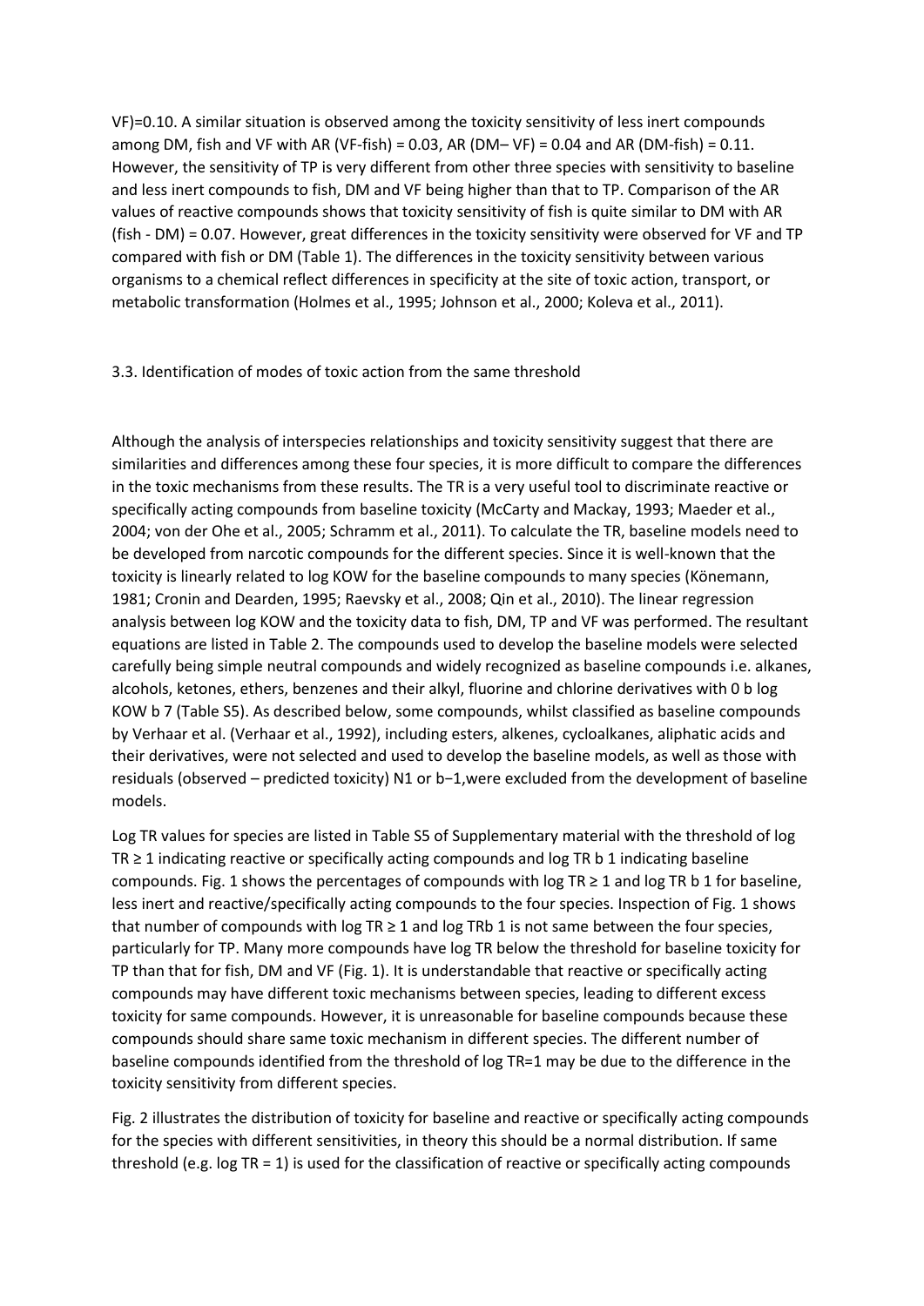VF)=0.10. A similar situation is observed among the toxicity sensitivity of less inert compounds among DM, fish and VF with AR (VF-fish) = 0.03, AR (DM– VF) = 0.04 and AR (DM-fish) = 0.11. However, the sensitivity of TP is very different from other three species with sensitivity to baseline and less inert compounds to fish, DM and VF being higher than that to TP. Comparison of the AR values of reactive compounds shows that toxicity sensitivity of fish is quite similar to DM with AR (fish - DM) = 0.07. However, great differences in the toxicity sensitivity were observed for VF and TP compared with fish or DM (Table 1). The differences in the toxicity sensitivity between various organisms to a chemical reflect differences in specificity at the site of toxic action, transport, or metabolic transformation (Holmes et al., 1995; Johnson et al., 2000; Koleva et al., 2011).

### 3.3. Identification of modes of toxic action from the same threshold

Although the analysis of interspecies relationships and toxicity sensitivity suggest that there are similarities and differences among these four species, it is more difficult to compare the differences in the toxic mechanisms from these results. The TR is a very useful tool to discriminate reactive or specifically acting compounds from baseline toxicity (McCarty and Mackay, 1993; Maeder et al., 2004; von der Ohe et al., 2005; Schramm et al., 2011). To calculate the TR, baseline models need to be developed from narcotic compounds for the different species. Since it is well-known that the toxicity is linearly related to log KOW for the baseline compounds to many species (Könemann, 1981; Cronin and Dearden, 1995; Raevsky et al., 2008; Qin et al., 2010). The linear regression analysis between log KOW and the toxicity data to fish, DM, TP and VF was performed. The resultant equations are listed in Table 2. The compounds used to develop the baseline models were selected carefully being simple neutral compounds and widely recognized as baseline compounds i.e. alkanes, alcohols, ketones, ethers, benzenes and their alkyl, fluorine and chlorine derivatives with 0 b log KOW b 7 (Table S5). As described below, some compounds, whilst classified as baseline compounds by Verhaar et al. (Verhaar et al., 1992), including esters, alkenes, cycloalkanes, aliphatic acids and their derivatives, were not selected and used to develop the baseline models, as well as those with residuals (observed – predicted toxicity) N1 or b−1,were excluded from the development of baseline models.

Log TR values for species are listed in Table S5 of Supplementary material with the threshold of log TR ≥ 1 indicating reactive or specifically acting compounds and log TR b 1 indicating baseline compounds. Fig. 1 shows the percentages of compounds with log TR ≥ 1 and log TR b 1 for baseline, less inert and reactive/specifically acting compounds to the four species. Inspection of Fig. 1 shows that number of compounds with log TR ≥ 1 and log TRb 1 is not same between the four species, particularly for TP. Many more compounds have log TR below the threshold for baseline toxicity for TP than that for fish, DM and VF (Fig. 1). It is understandable that reactive or specifically acting compounds may have different toxic mechanisms between species, leading to different excess toxicity for same compounds. However, it is unreasonable for baseline compounds because these compounds should share same toxic mechanism in different species. The different number of baseline compounds identified from the threshold of log TR=1 may be due to the difference in the toxicity sensitivity from different species.

Fig. 2 illustrates the distribution of toxicity for baseline and reactive or specifically acting compounds for the species with different sensitivities, in theory this should be a normal distribution. If same threshold (e.g. log TR = 1) is used for the classification of reactive or specifically acting compounds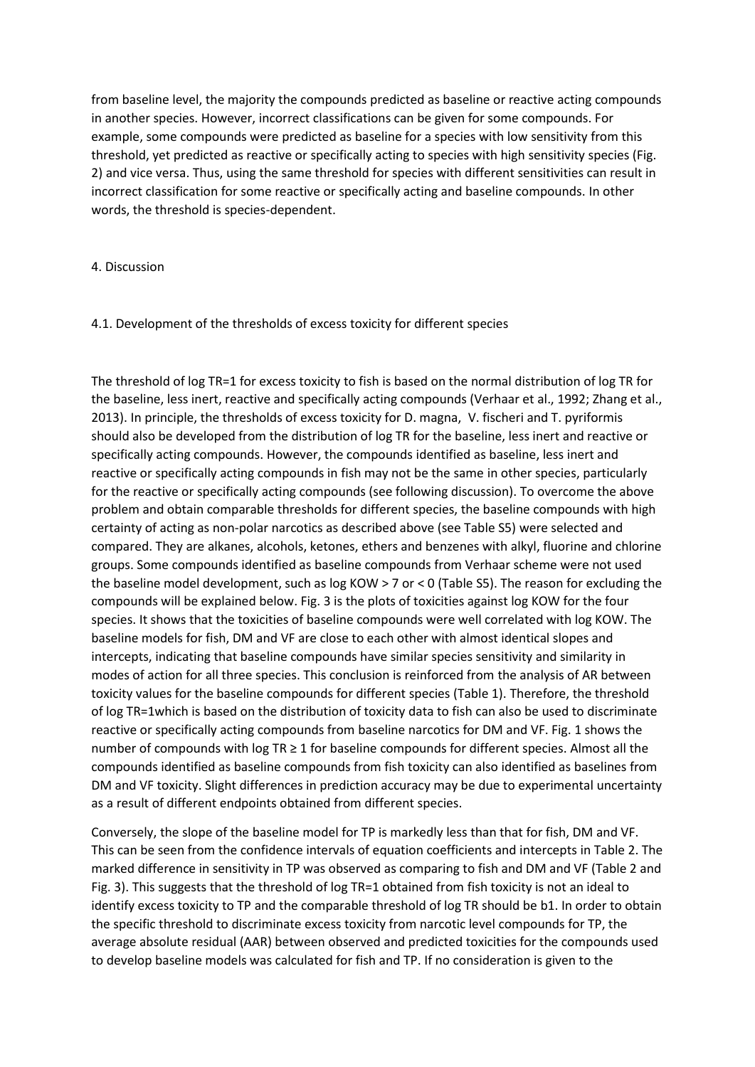from baseline level, the majority the compounds predicted as baseline or reactive acting compounds in another species. However, incorrect classifications can be given for some compounds. For example, some compounds were predicted as baseline for a species with low sensitivity from this threshold, yet predicted as reactive or specifically acting to species with high sensitivity species (Fig. 2) and vice versa. Thus, using the same threshold for species with different sensitivities can result in incorrect classification for some reactive or specifically acting and baseline compounds. In other words, the threshold is species-dependent.

## 4. Discussion

### 4.1. Development of the thresholds of excess toxicity for different species

The threshold of log TR=1 for excess toxicity to fish is based on the normal distribution of log TR for the baseline, less inert, reactive and specifically acting compounds (Verhaar et al., 1992; Zhang et al., 2013). In principle, the thresholds of excess toxicity for *D. magna*, *V. fischeri* and *T. pyriformis* should also be developed from the distribution of log TR for the baseline, less inert and reactive or specifically acting compounds. However, the compounds identified as baseline, less inert and reactive or specifically acting compounds in fish may not be the same in other species, particularly for the reactive or specifically acting compounds (see following discussion). To overcome the above problem and obtain comparable thresholds for different species, the baseline compounds with high certainty of acting as non-polar narcotics as described above (see Table S5) were selected and compared. They are alkanes, alcohols, ketones, ethers and benzenes with alkyl, fluorine and chlorine groups. Some compounds identified as baseline compounds from Verhaar scheme were not used the baseline model development, such as log KOW > 7 or < 0 (Table S5). The reason for excluding the compounds will be explained below. Fig. 3 is the plots of toxicities against log KOW for the four species. It shows that the toxicities of baseline compounds were well correlated with log KOW. The baseline models for fish, DM and VF are close to each other with almost identical slopes and intercepts, indicating that baseline compounds have similar species sensitivity and similarity in modes of action for all three species. This conclusion is reinforced from the analysis of AR between toxicity values for the baseline compounds for different species (Table 1). Therefore, the threshold of log TR=1which is based on the distribution of toxicity data to fish can also be used to discriminate reactive or specifically acting compounds from baseline narcotics for DM and VF. Fig. 1 shows the number of compounds with log TR ≥ 1 for baseline compounds for different species. Almost all the compounds identified as baseline compounds from fish toxicity can also identified as baselines from DM and VF toxicity. Slight differences in prediction accuracy may be due to experimental uncertainty as a result of different endpoints obtained from different species.

Conversely, the slope of the baseline model for TP is markedly less than that for fish, DM and VF. This can be seen from the confidence intervals of equation coefficients and intercepts in Table 2. The marked difference in sensitivity in TP was observed as comparing to fish and DM and VF (Table 2 and Fig. 3). This suggests that the threshold of log TR=1 obtained from fish toxicity is not an ideal to identify excess toxicity to TP and the comparable threshold of log TR should be b1. In order to obtain the specific threshold to discriminate excess toxicity from narcotic level compounds for TP, the average absolute residual (AAR) between observed and predicted toxicities for the compounds used to develop baseline models was calculated for fish and TP. If no consideration is given to the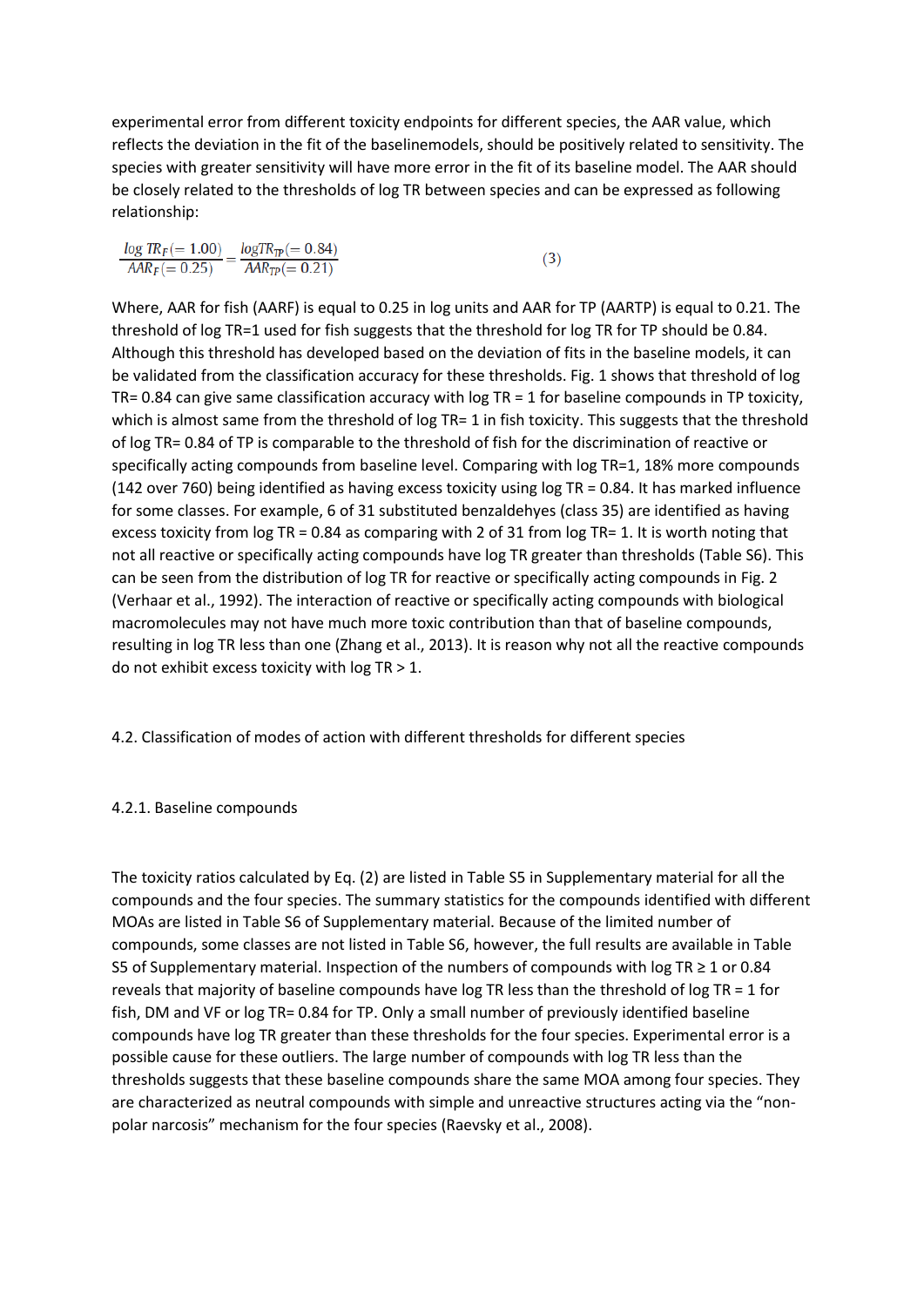experimental error from different toxicity endpoints for different species, the AAR value, which reflects the deviation in the fit of the baselinemodels, should be positively related to sensitivity. The species with greater sensitivity will have more error in the fit of its baseline model. The AAR should be closely related to the thresholds of log TR between species and can be expressed as following relationship:

$$\frac{\log TR_F(=1.00)}{AAR_F(=0.25)} = \frac{\log TR_{TP}(=0.84)}{AAR_{TP}(=0.21)} \quad (3)$$

Where, AAR for fish (AARF) is equal to 0.25 in log units and AAR for TP (AARTP) is equal to 0.21. The threshold of log TR=1 used for fish suggests that the threshold for log TR for TP should be 0.84. Although this threshold has developed based on the deviation of fits in the baseline models, it can be validated from the classification accuracy for these thresholds. Fig. 1 shows that threshold of log TR= 0.84 can give same classification accuracy with log TR = 1 for baseline compounds in TP toxicity, which is almost same from the threshold of log TR= 1 in fish toxicity. This suggests that the threshold of log TR= 0.84 of TP is comparable to the threshold of fish for the discrimination of reactive or specifically acting compounds from baseline level. Comparing with log TR=1, 18% more compounds (142 over 760) being identified as having excess toxicity using log TR = 0.84. It has marked influence for some classes. For example, 6 of 31 substituted benzaldehyes (class 35) are identified as having excess toxicity from log TR = 0.84 as comparing with 2 of 31 from log TR= 1. It is worth noting that not all reactive or specifically acting compounds have log TR greater than thresholds (Table S6). This can be seen from the distribution of log TR for reactive or specifically acting compounds in Fig. 2 (Verhaar et al., 1992). The interaction of reactive or specifically acting compounds with biological macromolecules may not have much more toxic contribution than that of baseline compounds, resulting in log TR less than one (Zhang et al., 2013). It is reason why not all the reactive compounds do not exhibit excess toxicity with log TR > 1.

## 4.2. Classification of modes of action with different thresholds for different species

### 4.2.1. Baseline compounds

The toxicity ratios calculated by Eq. (2) are listed in Table S5 in Supplementary material for all the compounds and the four species. The summary statistics for the compounds identified with different MOAs are listed in Table S6 of Supplementary material. Because of the limited number of compounds, some classes are not listed in Table S6, however, the full results are available in Table S5 of Supplementary material. Inspection of the numbers of compounds with log TR ≥ 1 or 0.84 reveals that majority of baseline compounds have log TR less than the threshold of log TR = 1 for fish, DM and VF or log TR= 0.84 for TP. Only a small number of previously identified baseline compounds have log TR greater than these thresholds for the four species. Experimental error is a possible cause for these outliers. The large number of compounds with log TR less than the thresholds suggests that these baseline compounds share the same MOA among four species. They are characterized as neutral compounds with simple and unreactive structures acting via the "non-polar narcosis" mechanism for the four species (Raevsky et al., 2008).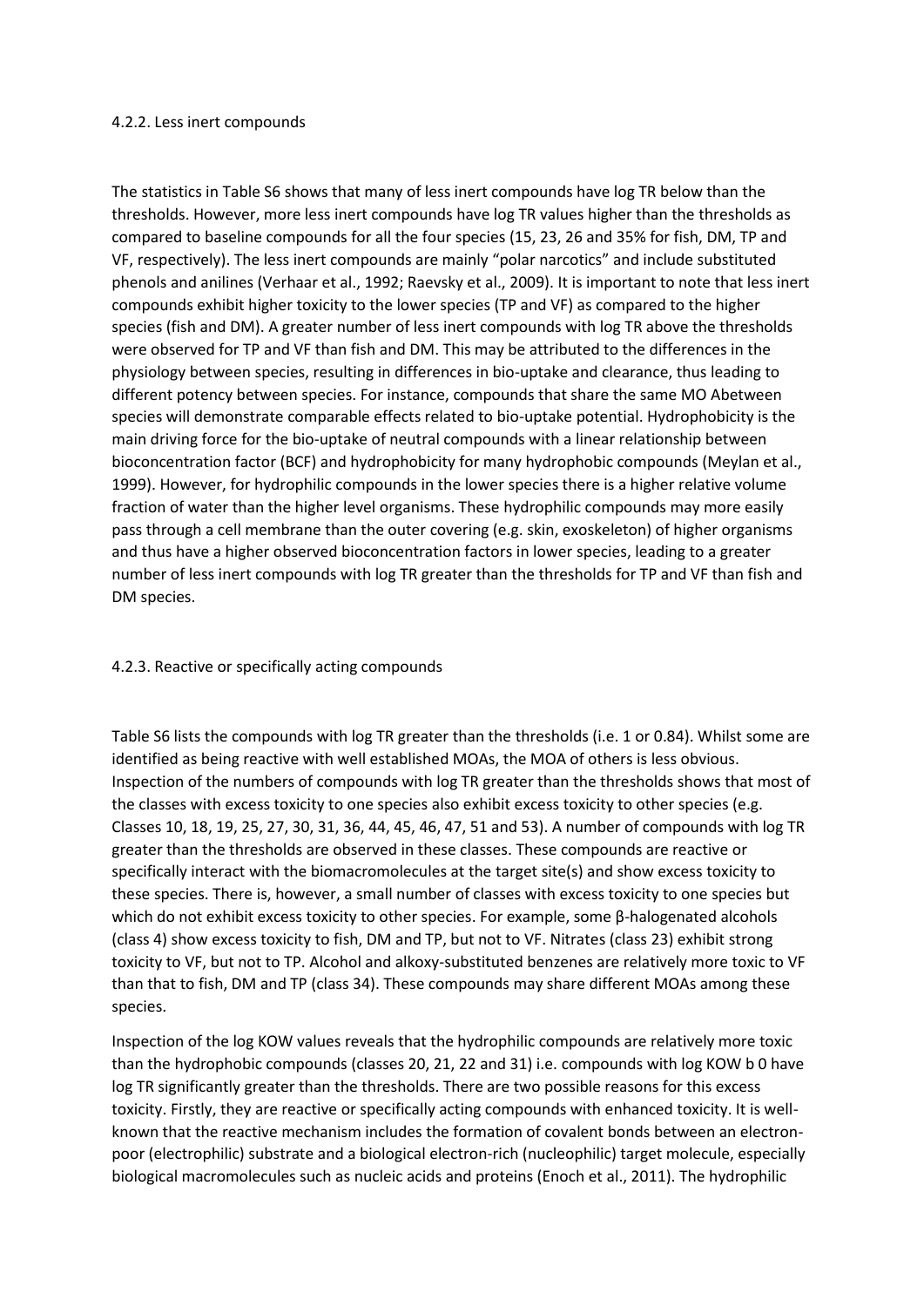### 4.2.2. Less inert compounds

The statistics in Table S6 shows that many of less inert compounds have log TR below than the thresholds. However, more less inert compounds have log TR values higher than the thresholds as compared to baseline compounds for all the four species (15, 23, 26 and 35% for fish, DM, TP and VF, respectively). The less inert compounds are mainly "polar narcotics" and include substituted phenols and anilines (Verhaar et al., 1992; Raevsky et al., 2009). It is important to note that less inert compounds exhibit higher toxicity to the lower species (TP and VF) as compared to the higher species (fish and DM). A greater number of less inert compounds with log TR above the thresholds were observed for TP and VF than fish and DM. This may be attributed to the differences in the physiology between species, resulting in differences in bio-uptake and clearance, thus leading to different potency between species. For instance, compounds that share the same MO Abetween species will demonstrate comparable effects related to bio-uptake potential. Hydrophobicity is the main driving force for the bio-uptake of neutral compounds with a linear relationship between bioconcentration factor (BCF) and hydrophobicity for many hydrophobic compounds (Meylan et al., 1999). However, for hydrophilic compounds in the lower species there is a higher relative volume fraction of water than the higher level organisms. These hydrophilic compounds may more easily pass through a cell membrane than the outer covering (e.g. skin, exoskeleton) of higher organisms and thus have a higher observed bioconcentration factors in lower species, leading to a greater number of less inert compounds with log TR greater than the thresholds for TP and VF than fish and DM species.

### 4.2.3. Reactive or specifically acting compounds

Table S6 lists the compounds with log TR greater than the thresholds (i.e. 1 or 0.84). Whilst some are identified as being reactive with well established MOAs, the MOA of others is less obvious. Inspection of the numbers of compounds with log TR greater than the thresholds shows that most of the classes with excess toxicity to one species also exhibit excess toxicity to other species (e.g. Classes 10, 18, 19, 25, 27, 30, 31, 36, 44, 45, 46, 47, 51 and 53). A number of compounds with log TR greater than the thresholds are observed in these classes. These compounds are reactive or specifically interact with the biomacromolecules at the target site(s) and show excess toxicity to these species. There is, however, a small number of classes with excess toxicity to one species but which do not exhibit excess toxicity to other species. For example, some β-halogenated alcohols (class 4) show excess toxicity to fish, DM and TP, but not to VF. Nitrates (class 23) exhibit strong toxicity to VF, but not to TP. Alcohol and alkoxy-substituted benzenes are relatively more toxic to VF than that to fish, DM and TP (class 34). These compounds may share different MOAs among these species.

Inspection of the log KOW values reveals that the hydrophilic compounds are relatively more toxic than the hydrophobic compounds (classes 20, 21, 22 and 31) i.e. compounds with log KOW b 0 have log TR significantly greater than the thresholds. There are two possible reasons for this excess toxicity. Firstly, they are reactive or specifically acting compounds with enhanced toxicity. It is well-known that the reactive mechanism includes the formation of covalent bonds between an electron-poor (electrophilic) substrate and a biological electron-rich (nucleophilic) target molecule, especially biological macromolecules such as nucleic acids and proteins (Enoch et al., 2011). The hydrophilic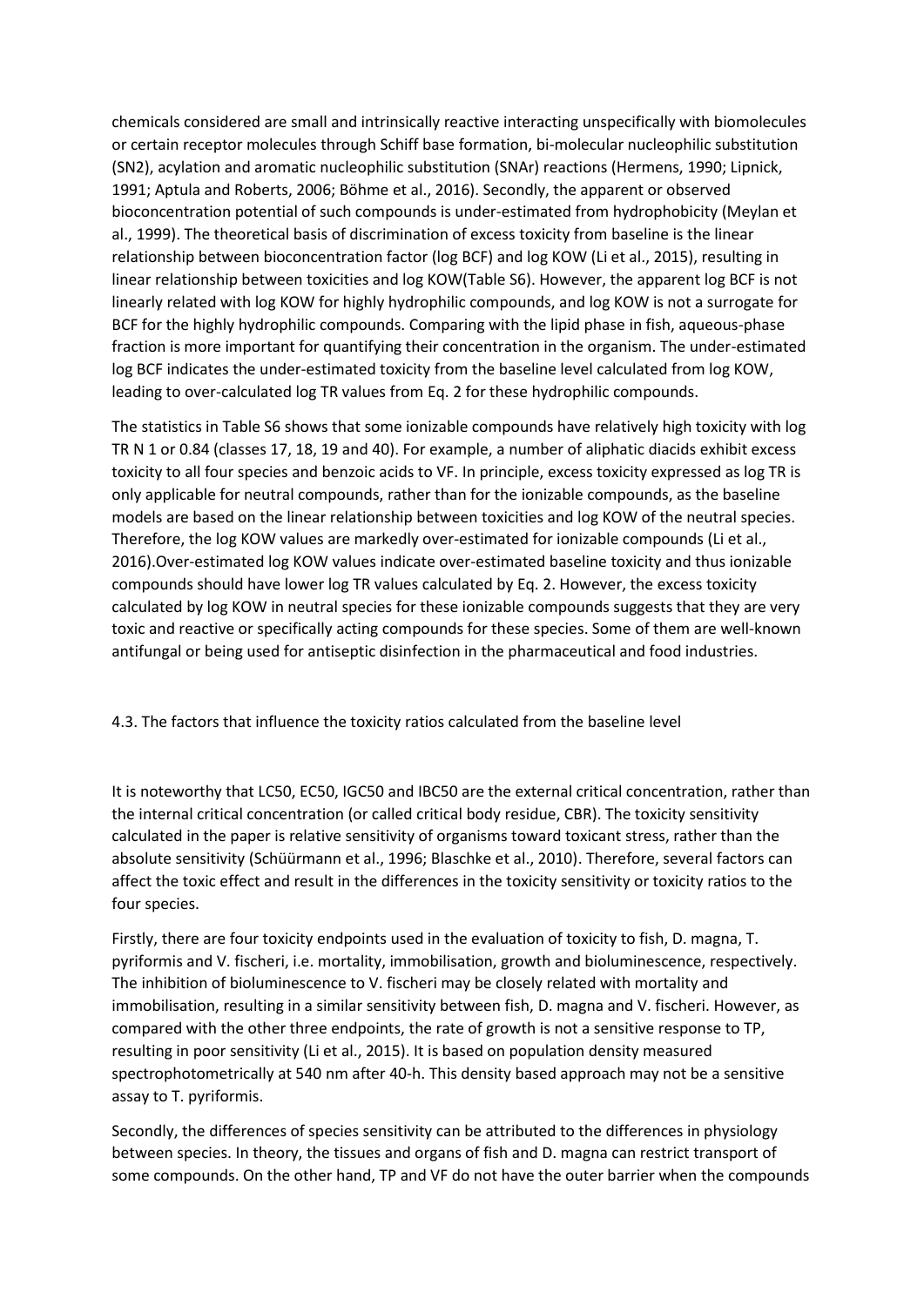chemicals considered are small and intrinsically reactive interacting unspecifically with biomolecules or certain receptor molecules through Schiff base formation, bi-molecular nucleophilic substitution (SN2), acylation and aromatic nucleophilic substitution (SNAr) reactions (Hermens, 1990; Lipnick, 1991; Aptula and Roberts, 2006; Böhme et al., 2016). Secondly, the apparent or observed bioconcentration potential of such compounds is under-estimated from hydrophobicity (Meylan et al., 1999). The theoretical basis of discrimination of excess toxicity from baseline is the linear relationship between bioconcentration factor (log BCF) and log KOW (Li et al., 2015), resulting in linear relationship between toxicities and log KOW(Table S6). However, the apparent log BCF is not linearly related with log KOW for highly hydrophilic compounds, and log KOW is not a surrogate for BCF for the highly hydrophilic compounds. Comparing with the lipid phase in fish, aqueous-phase fraction is more important for quantifying their concentration in the organism. The under-estimated log BCF indicates the under-estimated toxicity from the baseline level calculated from log KOW, leading to over-calculated log TR values from Eq. 2 for these hydrophilic compounds.

The statistics in Table S6 shows that some ionizable compounds have relatively high toxicity with log TR N 1 or 0.84 (classes 17, 18, 19 and 40). For example, a number of aliphatic diacids exhibit excess toxicity to all four species and benzoic acids to VF. In principle, excess toxicity expressed as log TR is only applicable for neutral compounds, rather than for the ionizable compounds, as the baseline models are based on the linear relationship between toxicities and log KOW of the neutral species. Therefore, the log KOW values are markedly over-estimated for ionizable compounds (Li et al., 2016).Over-estimated log KOW values indicate over-estimated baseline toxicity and thus ionizable compounds should have lower log TR values calculated by Eq. 2. However, the excess toxicity calculated by log KOW in neutral species for these ionizable compounds suggests that they are very toxic and reactive or specifically acting compounds for these species. Some of them are well-known antifungal or being used for antiseptic disinfection in the pharmaceutical and food industries.

### 4.3. The factors that influence the toxicity ratios calculated from the baseline level

It is noteworthy that LC50, EC50, IGC50 and IBC50 are the external critical concentration, rather than the internal critical concentration (or called critical body residue, CBR). The toxicity sensitivity calculated in the paper is relative sensitivity of organisms toward toxicant stress, rather than the absolute sensitivity (Schüürmann et al., 1996; Blaschke et al., 2010). Therefore, several factors can affect the toxic effect and result in the differences in the toxicity sensitivity or toxicity ratios to the four species.

Firstly, there are four toxicity endpoints used in the evaluation of toxicity to fish, D. magna, T. pyriformis and V. fischeri, i.e. mortality, immobilisation, growth and bioluminescence, respectively. The inhibition of bioluminescence to V. fischeri may be closely related with mortality and immobilisation, resulting in a similar sensitivity between fish, D. magna and V. fischeri. However, as compared with the other three endpoints, the rate of growth is not a sensitive response to TP, resulting in poor sensitivity (Li et al., 2015). It is based on population density measured spectrophotometrically at 540 nm after 40-h. This density based approach may not be a sensitive assay to T. pyriformis.

Secondly, the differences of species sensitivity can be attributed to the differences in physiology between species. In theory, the tissues and organs of fish and D. magna can restrict transport of some compounds. On the other hand, TP and VF do not have the outer barrier when the compounds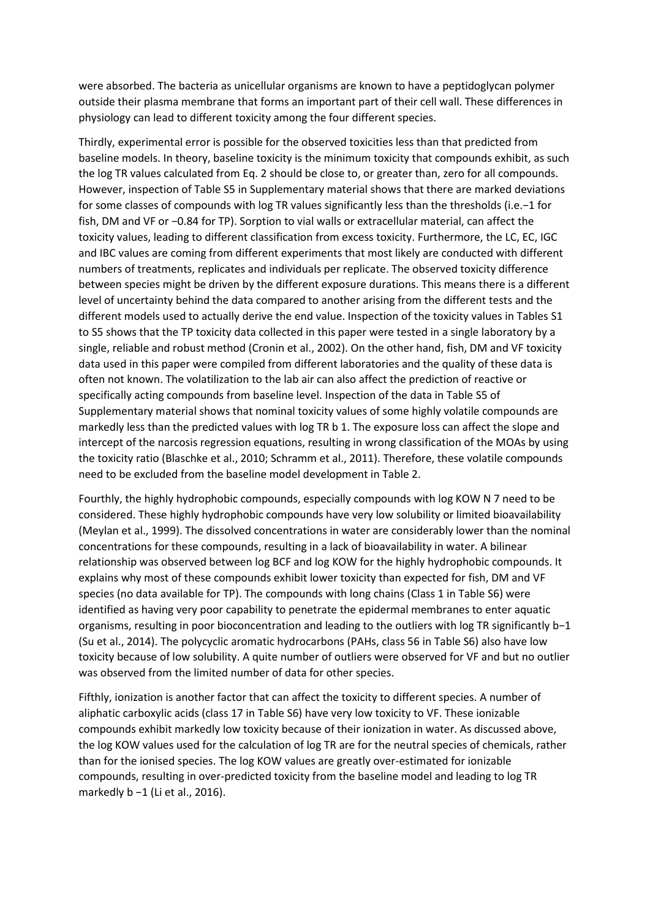were absorbed. The bacteria as unicellular organisms are known to have a peptidoglycan polymer outside their plasma membrane that forms an important part of their cell wall. These differences in physiology can lead to different toxicity among the four different species.

Thirdly, experimental error is possible for the observed toxicities less than that predicted from baseline models. In theory, baseline toxicity is the minimum toxicity that compounds exhibit, as such the log TR values calculated from Eq. 2 should be close to, or greater than, zero for all compounds. However, inspection of Table S5 in Supplementary material shows that there are marked deviations for some classes of compounds with log TR values significantly less than the thresholds (i.e.−1 for fish, DM and VF or −0.84 for TP). Sorption to vial walls or extracellular material, can affect the toxicity values, leading to different classification from excess toxicity. Furthermore, the LC, EC, IGC and IBC values are coming from different experiments that most likely are conducted with different numbers of treatments, replicates and individuals per replicate. The observed toxicity difference between species might be driven by the different exposure durations. This means there is a different level of uncertainty behind the data compared to another arising from the different tests and the different models used to actually derive the end value. Inspection of the toxicity values in Tables S1 to S5 shows that the TP toxicity data collected in this paper were tested in a single laboratory by a single, reliable and robust method (Cronin et al., 2002). On the other hand, fish, DM and VF toxicity data used in this paper were compiled from different laboratories and the quality of these data is often not known. The volatilization to the lab air can also affect the prediction of reactive or specifically acting compounds from baseline level. Inspection of the data in Table S5 of Supplementary material shows that nominal toxicity values of some highly volatile compounds are markedly less than the predicted values with log TR b 1. The exposure loss can affect the slope and intercept of the narcosis regression equations, resulting in wrong classification of the MOAs by using the toxicity ratio (Blaschke et al., 2010; Schramm et al., 2011). Therefore, these volatile compounds need to be excluded from the baseline model development in Table 2.

Fourthly, the highly hydrophobic compounds, especially compounds with log KOW N 7 need to be considered. These highly hydrophobic compounds have very low solubility or limited bioavailability (Meylan et al., 1999). The dissolved concentrations in water are considerably lower than the nominal concentrations for these compounds, resulting in a lack of bioavailability in water. A bilinear relationship was observed between log BCF and log KOW for the highly hydrophobic compounds. It explains why most of these compounds exhibit lower toxicity than expected for fish, DM and VF species (no data available for TP). The compounds with long chains (Class 1 in Table S6) were identified as having very poor capability to penetrate the epidermal membranes to enter aquatic organisms, resulting in poor bioconcentration and leading to the outliers with log TR significantly b−1 (Su et al., 2014). The polycyclic aromatic hydrocarbons (PAHs, class 56 in Table S6) also have low toxicity because of low solubility. A quite number of outliers were observed for VF and but no outlier was observed from the limited number of data for other species.

Fifthly, ionization is another factor that can affect the toxicity to different species. A number of aliphatic carboxylic acids (class 17 in Table S6) have very low toxicity to VF. These ionizable compounds exhibit markedly low toxicity because of their ionization in water. As discussed above, the log KOW values used for the calculation of log TR are for the neutral species of chemicals, rather than for the ionised species. The log KOW values are greatly over-estimated for ionizable compounds, resulting in over-predicted toxicity from the baseline model and leading to log TR markedly b −1 (Li et al., 2016).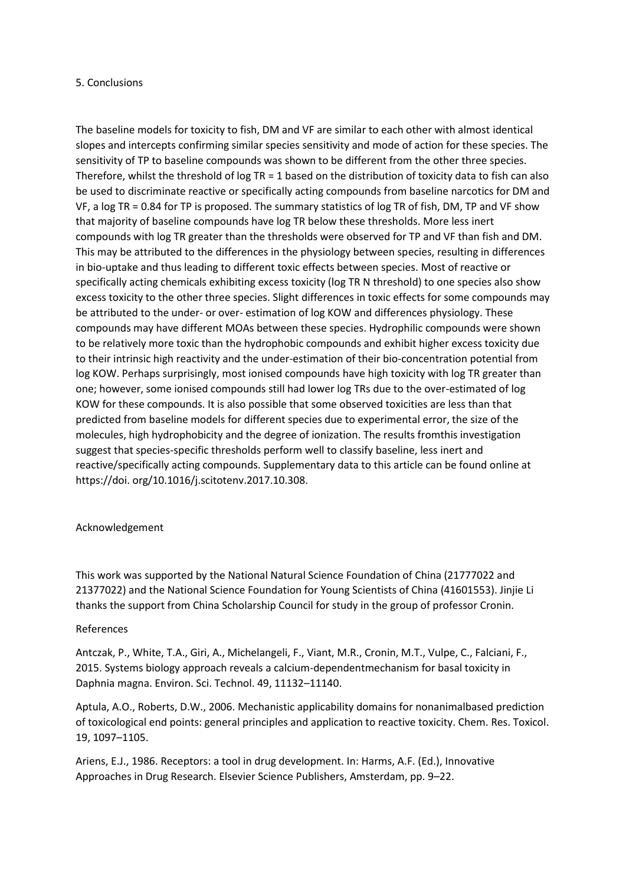## 5. Conclusions

The baseline models for toxicity to fish, DM and VF are similar to each other with almost identical slopes and intercepts confirming similar species sensitivity and mode of action for these species. The sensitivity of TP to baseline compounds was shown to be different from the other three species. Therefore, whilst the threshold of log TR = 1 based on the distribution of toxicity data to fish can also be used to discriminate reactive or specifically acting compounds from baseline narcotics for DM and VF, a log TR = 0.84 for TP is proposed. The summary statistics of log TR of fish, DM, TP and VF show that majority of baseline compounds have log TR below these thresholds. More less inert compounds with log TR greater than the thresholds were observed for TP and VF than fish and DM. This may be attributed to the differences in the physiology between species, resulting in differences in bio-uptake and thus leading to different toxic effects between species. Most of reactive or specifically acting chemicals exhibiting excess toxicity (log TR N threshold) to one species also show excess toxicity to the other three species. Slight differences in toxic effects for some compounds may be attributed to the under- or over- estimation of log KOW and differences physiology. These compounds may have different MOAs between these species. Hydrophilic compounds were shown to be relatively more toxic than the hydrophobic compounds and exhibit higher excess toxicity due to their intrinsic high reactivity and the under-estimation of their bio-concentration potential from log KOW. Perhaps surprisingly, most ionised compounds have high toxicity with log TR greater than one; however, some ionised compounds still had lower log TRs due to the over-estimated of log KOW for these compounds. It is also possible that some observed toxicities are less than that predicted from baseline models for different species due to experimental error, the size of the molecules, high hydrophobicity and the degree of ionization. The results fromthis investigation suggest that species-specific thresholds perform well to classify baseline, less inert and reactive/specifically acting compounds. Supplementary data to this article can be found online at https://doi. org/10.1016/j.scitotenv.2017.10.308.

## Acknowledgement

This work was supported by the National Natural Science Foundation of China (21777022 and 21377022) and the National Science Foundation for Young Scientists of China (41601553). Jinjie Li thanks the support from China Scholarship Council for study in the group of professor Cronin.

## References

Antczak, P., White, T.A., Giri, A., Michelangeli, F., Viant, M.R., Cronin, M.T., Vulpe, C., Falciani, F., 2015. Systems biology approach reveals a calcium-dependentmechanism for basal toxicity in Daphnia magna. Environ. Sci. Technol. 49, 11132–11140.

Aptula, A.O., Roberts, D.W., 2006. Mechanistic applicability domains for nonanimalbased prediction of toxicological end points: general principles and application to reactive toxicity. Chem. Res. Toxicol. 19, 1097–1105.

Ariens, E.J., 1986. Receptors: a tool in drug development. In: Harms, A.F. (Ed.), Innovative Approaches in Drug Research. Elsevier Science Publishers, Amsterdam, pp. 9–22.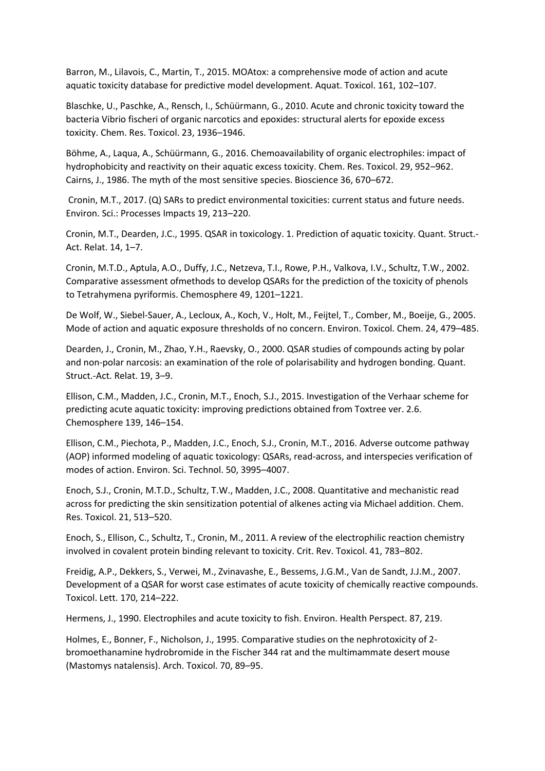Barron, M., Lilavois, C., Martin, T., 2015. MOAtox: a comprehensive mode of action and acute aquatic toxicity database for predictive model development. Aquat. Toxicol. 161, 102–107.

Blaschke, U., Paschke, A., Rensch, I., Schüürmann, G., 2010. Acute and chronic toxicity toward the bacteria Vibrio fischeri of organic narcotics and epoxides: structural alerts for epoxide excess toxicity. Chem. Res. Toxicol. 23, 1936–1946.

Böhme, A., Laqua, A., Schüürmann, G., 2016. Chemoavailability of organic electrophiles: impact of hydrophobicity and reactivity on their aquatic excess toxicity. Chem. Res. Toxicol. 29, 952–962. Cairns, J., 1986. The myth of the most sensitive species. Bioscience 36, 670–672.

Cronin, M.T., 2017. (Q) SARs to predict environmental toxicities: current status and future needs. Environ. Sci.: Processes Impacts 19, 213–220.

Cronin, M.T., Dearden, J.C., 1995. QSAR in toxicology. 1. Prediction of aquatic toxicity. Quant. Struct.-Act. Relat. 14, 1–7.

Cronin, M.T.D., Aptula, A.O., Duffy, J.C., Netzeva, T.I., Rowe, P.H., Valkova, I.V., Schultz, T.W., 2002. Comparative assessment ofmethods to develop QSARs for the prediction of the toxicity of phenols to Tetrahymena pyriformis. Chemosphere 49, 1201–1221.

De Wolf, W., Siebel-Sauer, A., Lecloux, A., Koch, V., Holt, M., Feijtel, T., Comber, M., Boeije, G., 2005. Mode of action and aquatic exposure thresholds of no concern. Environ. Toxicol. Chem. 24, 479–485.

Dearden, J., Cronin, M., Zhao, Y.H., Raevsky, O., 2000. QSAR studies of compounds acting by polar and non-polar narcosis: an examination of the role of polarisability and hydrogen bonding. Quant. Struct.-Act. Relat. 19, 3–9.

Ellison, C.M., Madden, J.C., Cronin, M.T., Enoch, S.J., 2015. Investigation of the Verhaar scheme for predicting acute aquatic toxicity: improving predictions obtained from Toxtree ver. 2.6. Chemosphere 139, 146–154.

Ellison, C.M., Piechota, P., Madden, J.C., Enoch, S.J., Cronin, M.T., 2016. Adverse outcome pathway (AOP) informed modeling of aquatic toxicology: QSARs, read-across, and interspecies verification of modes of action. Environ. Sci. Technol. 50, 3995–4007.

Enoch, S.J., Cronin, M.T.D., Schultz, T.W., Madden, J.C., 2008. Quantitative and mechanistic read across for predicting the skin sensitization potential of alkenes acting via Michael addition. Chem. Res. Toxicol. 21, 513–520.

Enoch, S., Ellison, C., Schultz, T., Cronin, M., 2011. A review of the electrophilic reaction chemistry involved in covalent protein binding relevant to toxicity. Crit. Rev. Toxicol. 41, 783–802.

Freidig, A.P., Dekkers, S., Verwei, M., Zvinavashe, E., Bessems, J.G.M., Van de Sandt, J.J.M., 2007. Development of a QSAR for worst case estimates of acute toxicity of chemically reactive compounds. Toxicol. Lett. 170, 214–222.

Hermens, J., 1990. Electrophiles and acute toxicity to fish. Environ. Health Perspect. 87, 219.

Holmes, E., Bonner, F., Nicholson, J., 1995. Comparative studies on the nephrotoxicity of 2-bromoethanamine hydrobromide in the Fischer 344 rat and the multimammate desert mouse (Mastomys natalensis). Arch. Toxicol. 70, 89–95.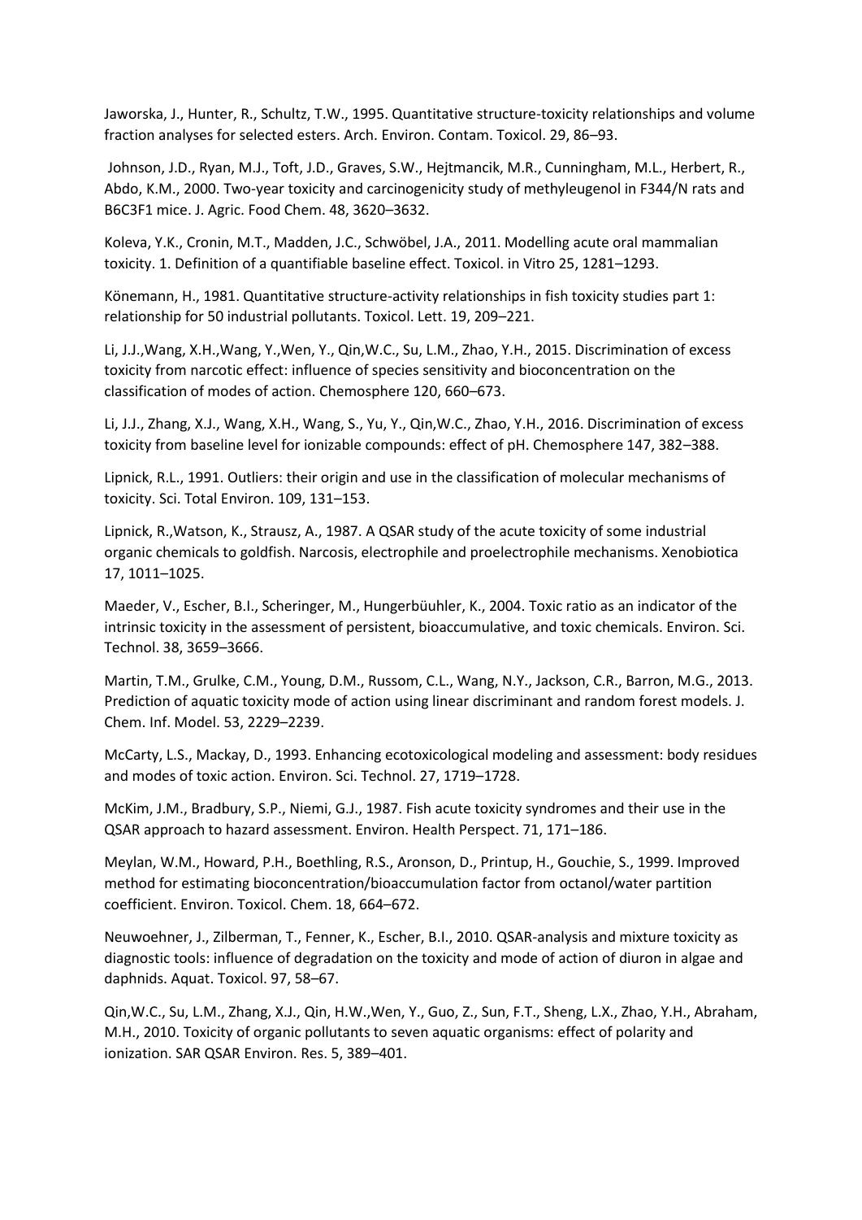Jaworska, J., Hunter, R., Schultz, T.W., 1995. Quantitative structure-toxicity relationships and volume fraction analyses for selected esters. Arch. Environ. Contam. Toxicol. 29, 86–93.

Johnson, J.D., Ryan, M.J., Toft, J.D., Graves, S.W., Hejtmancik, M.R., Cunningham, M.L., Herbert, R., Abdo, K.M., 2000. Two-year toxicity and carcinogenicity study of methyleugenol in F344/N rats and B6C3F1 mice. J. Agric. Food Chem. 48, 3620–3632.

Koleva, Y.K., Cronin, M.T., Madden, J.C., Schwöbel, J.A., 2011. Modelling acute oral mammalian toxicity. 1. Definition of a quantifiable baseline effect. Toxicol. in Vitro 25, 1281–1293.

Könemann, H., 1981. Quantitative structure-activity relationships in fish toxicity studies part 1: relationship for 50 industrial pollutants. Toxicol. Lett. 19, 209–221.

Li, J.J.,Wang, X.H.,Wang, Y.,Wen, Y., Qin,W.C., Su, L.M., Zhao, Y.H., 2015. Discrimination of excess toxicity from narcotic effect: influence of species sensitivity and bioconcentration on the classification of modes of action. Chemosphere 120, 660–673.

Li, J.J., Zhang, X.J., Wang, X.H., Wang, S., Yu, Y., Qin,W.C., Zhao, Y.H., 2016. Discrimination of excess toxicity from baseline level for ionizable compounds: effect of pH. Chemosphere 147, 382–388.

Lipnick, R.L., 1991. Outliers: their origin and use in the classification of molecular mechanisms of toxicity. Sci. Total Environ. 109, 131–153.

Lipnick, R.,Watson, K., Strausz, A., 1987. A QSAR study of the acute toxicity of some industrial organic chemicals to goldfish. Narcosis, electrophile and proelectrophile mechanisms. Xenobiotica 17, 1011–1025.

Maeder, V., Escher, B.I., Scheringer, M., Hungerbüuhler, K., 2004. Toxic ratio as an indicator of the intrinsic toxicity in the assessment of persistent, bioaccumulative, and toxic chemicals. Environ. Sci. Technol. 38, 3659–3666.

Martin, T.M., Grulke, C.M., Young, D.M., Russom, C.L., Wang, N.Y., Jackson, C.R., Barron, M.G., 2013. Prediction of aquatic toxicity mode of action using linear discriminant and random forest models. J. Chem. Inf. Model. 53, 2229–2239.

McCarty, L.S., Mackay, D., 1993. Enhancing ecotoxicological modeling and assessment: body residues and modes of toxic action. Environ. Sci. Technol. 27, 1719–1728.

McKim, J.M., Bradbury, S.P., Niemi, G.J., 1987. Fish acute toxicity syndromes and their use in the QSAR approach to hazard assessment. Environ. Health Perspect. 71, 171–186.

Meylan, W.M., Howard, P.H., Boethling, R.S., Aronson, D., Printup, H., Gouchie, S., 1999. Improved method for estimating bioconcentration/bioaccumulation factor from octanol/water partition coefficient. Environ. Toxicol. Chem. 18, 664–672.

Neuwoehner, J., Zilberman, T., Fenner, K., Escher, B.I., 2010. QSAR-analysis and mixture toxicity as diagnostic tools: influence of degradation on the toxicity and mode of action of diuron in algae and daphnids. Aquat. Toxicol. 97, 58–67.

Qin,W.C., Su, L.M., Zhang, X.J., Qin, H.W.,Wen, Y., Guo, Z., Sun, F.T., Sheng, L.X., Zhao, Y.H., Abraham, M.H., 2010. Toxicity of organic pollutants to seven aquatic organisms: effect of polarity and ionization. SAR QSAR Environ. Res. 5, 389–401.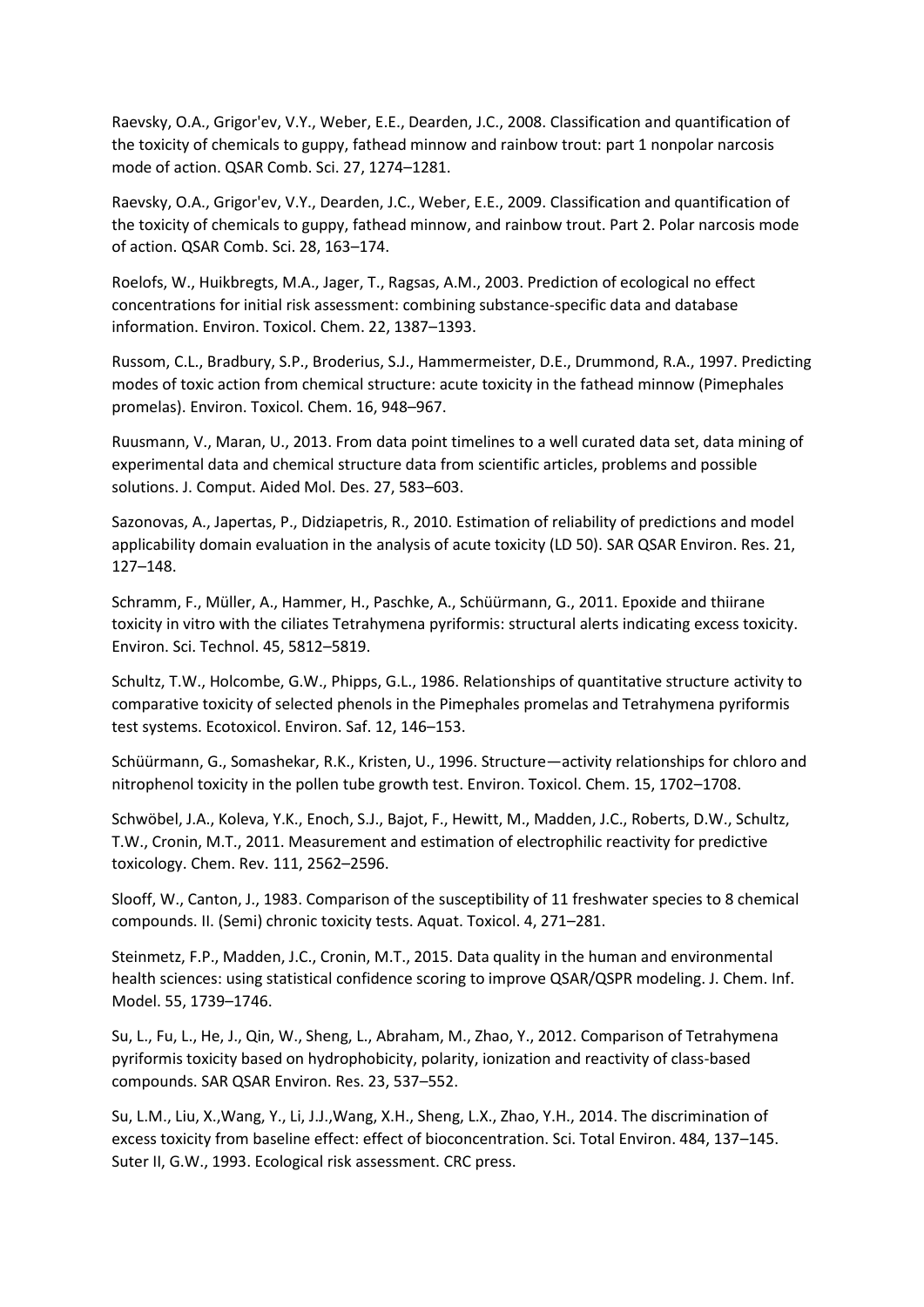Raevsky, O.A., Grigor'ev, V.Y., Weber, E.E., Dearden, J.C., 2008. Classification and quantification of the toxicity of chemicals to guppy, fathead minnow and rainbow trout: part 1 nonpolar narcosis mode of action. QSAR Comb. Sci. 27, 1274–1281.

Raevsky, O.A., Grigor'ev, V.Y., Dearden, J.C., Weber, E.E., 2009. Classification and quantification of the toxicity of chemicals to guppy, fathead minnow, and rainbow trout. Part 2. Polar narcosis mode of action. QSAR Comb. Sci. 28, 163–174.

Roelofs, W., Huikbregts, M.A., Jager, T., Ragsas, A.M., 2003. Prediction of ecological no effect concentrations for initial risk assessment: combining substance-specific data and database information. Environ. Toxicol. Chem. 22, 1387–1393.

Russom, C.L., Bradbury, S.P., Broderius, S.J., Hammermeister, D.E., Drummond, R.A., 1997. Predicting modes of toxic action from chemical structure: acute toxicity in the fathead minnow (Pimephales promelas). Environ. Toxicol. Chem. 16, 948–967.

Ruusmann, V., Maran, U., 2013. From data point timelines to a well curated data set, data mining of experimental data and chemical structure data from scientific articles, problems and possible solutions. J. Comput. Aided Mol. Des. 27, 583–603.

Sazonovas, A., Japertas, P., Didziapetris, R., 2010. Estimation of reliability of predictions and model applicability domain evaluation in the analysis of acute toxicity (LD 50). SAR QSAR Environ. Res. 21, 127–148.

Schramm, F., Müller, A., Hammer, H., Paschke, A., Schüürmann, G., 2011. Epoxide and thiirane toxicity in vitro with the ciliates Tetrahymena pyriformis: structural alerts indicating excess toxicity. Environ. Sci. Technol. 45, 5812–5819.

Schultz, T.W., Holcombe, G.W., Phipps, G.L., 1986. Relationships of quantitative structure activity to comparative toxicity of selected phenols in the Pimephales promelas and Tetrahymena pyriformis test systems. Ecotoxicol. Environ. Saf. 12, 146–153.

Schüürmann, G., Somashekar, R.K., Kristen, U., 1996. Structure—activity relationships for chloro and nitrophenol toxicity in the pollen tube growth test. Environ. Toxicol. Chem. 15, 1702–1708.

Schwöbel, J.A., Koleva, Y.K., Enoch, S.J., Bajot, F., Hewitt, M., Madden, J.C., Roberts, D.W., Schultz, T.W., Cronin, M.T., 2011. Measurement and estimation of electrophilic reactivity for predictive toxicology. Chem. Rev. 111, 2562–2596.

Slooff, W., Canton, J., 1983. Comparison of the susceptibility of 11 freshwater species to 8 chemical compounds. II. (Semi) chronic toxicity tests. Aquat. Toxicol. 4, 271–281.

Steinmetz, F.P., Madden, J.C., Cronin, M.T., 2015. Data quality in the human and environmental health sciences: using statistical confidence scoring to improve QSAR/QSPR modeling. J. Chem. Inf. Model. 55, 1739–1746.

Su, L., Fu, L., He, J., Qin, W., Sheng, L., Abraham, M., Zhao, Y., 2012. Comparison of Tetrahymena pyriformis toxicity based on hydrophobicity, polarity, ionization and reactivity of class-based compounds. SAR QSAR Environ. Res. 23, 537–552.

Su, L.M., Liu, X.,Wang, Y., Li, J.J.,Wang, X.H., Sheng, L.X., Zhao, Y.H., 2014. The discrimination of excess toxicity from baseline effect: effect of bioconcentration. Sci. Total Environ. 484, 137–145.

Suter II, G.W., 1993. Ecological risk assessment. CRC press.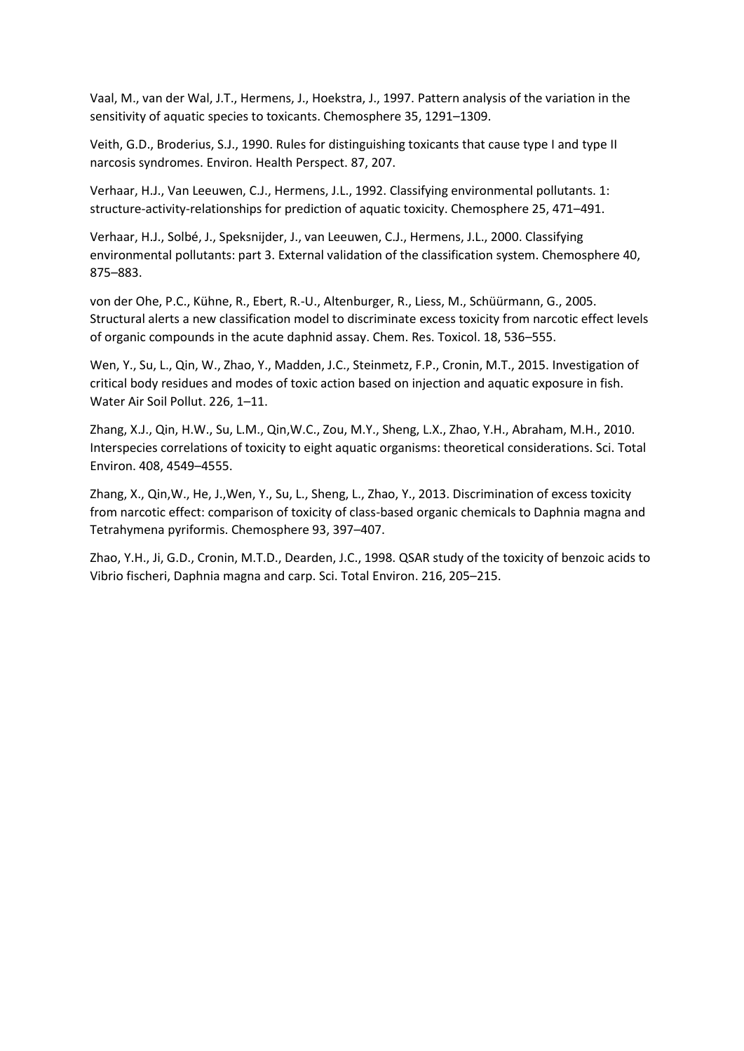Vaal, M., van der Wal, J.T., Hermens, J., Hoekstra, J., 1997. Pattern analysis of the variation in the sensitivity of aquatic species to toxicants. Chemosphere 35, 1291–1309.

Veith, G.D., Broderius, S.J., 1990. Rules for distinguishing toxicants that cause type I and type II narcosis syndromes. Environ. Health Perspect. 87, 207.

Verhaar, H.J., Van Leeuwen, C.J., Hermens, J.L., 1992. Classifying environmental pollutants. 1: structure-activity-relationships for prediction of aquatic toxicity. Chemosphere 25, 471–491.

Verhaar, H.J., Solbé, J., Speksnijder, J., van Leeuwen, C.J., Hermens, J.L., 2000. Classifying environmental pollutants: part 3. External validation of the classification system. Chemosphere 40, 875–883.

von der Ohe, P.C., Kühne, R., Ebert, R.-U., Altenburger, R., Liess, M., Schüürmann, G., 2005. Structural alerts a new classification model to discriminate excess toxicity from narcotic effect levels of organic compounds in the acute daphnid assay. Chem. Res. Toxicol. 18, 536–555.

Wen, Y., Su, L., Qin, W., Zhao, Y., Madden, J.C., Steinmetz, F.P., Cronin, M.T., 2015. Investigation of critical body residues and modes of toxic action based on injection and aquatic exposure in fish. Water Air Soil Pollut. 226, 1–11.

Zhang, X.J., Qin, H.W., Su, L.M., Qin,W.C., Zou, M.Y., Sheng, L.X., Zhao, Y.H., Abraham, M.H., 2010. Interspecies correlations of toxicity to eight aquatic organisms: theoretical considerations. Sci. Total Environ. 408, 4549–4555.

Zhang, X., Qin,W., He, J.,Wen, Y., Su, L., Sheng, L., Zhao, Y., 2013. Discrimination of excess toxicity from narcotic effect: comparison of toxicity of class-based organic chemicals to Daphnia magna and Tetrahymena pyriformis. Chemosphere 93, 397–407.

Zhao, Y.H., Ji, G.D., Cronin, M.T.D., Dearden, J.C., 1998. QSAR study of the toxicity of benzoic acids to Vibrio fischeri, Daphnia magna and carp. Sci. Total Environ. 216, 205–215.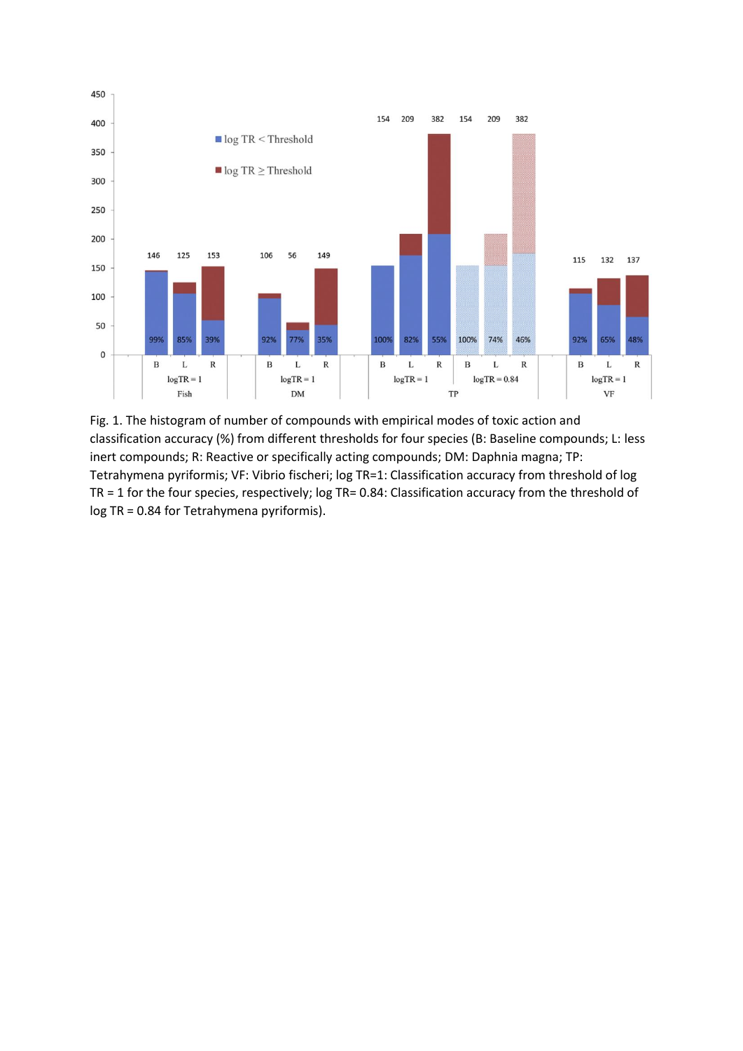Fig. 1. The histogram of number of compounds with empirical modes of toxic action and classification accuracy (%) from different thresholds for four species (B: Baseline compounds; L: less inert compounds; R: Reactive or specifically acting compounds; DM: Daphnia magna; TP: Tetrahymena pyriformis; VF: Vibrio fischeri; log TR=1: Classification accuracy from threshold of log TR = 1 for the four species, respectively; log TR= 0.84: Classification accuracy from the threshold of log TR = 0.84 for Tetrahymena pyriformis).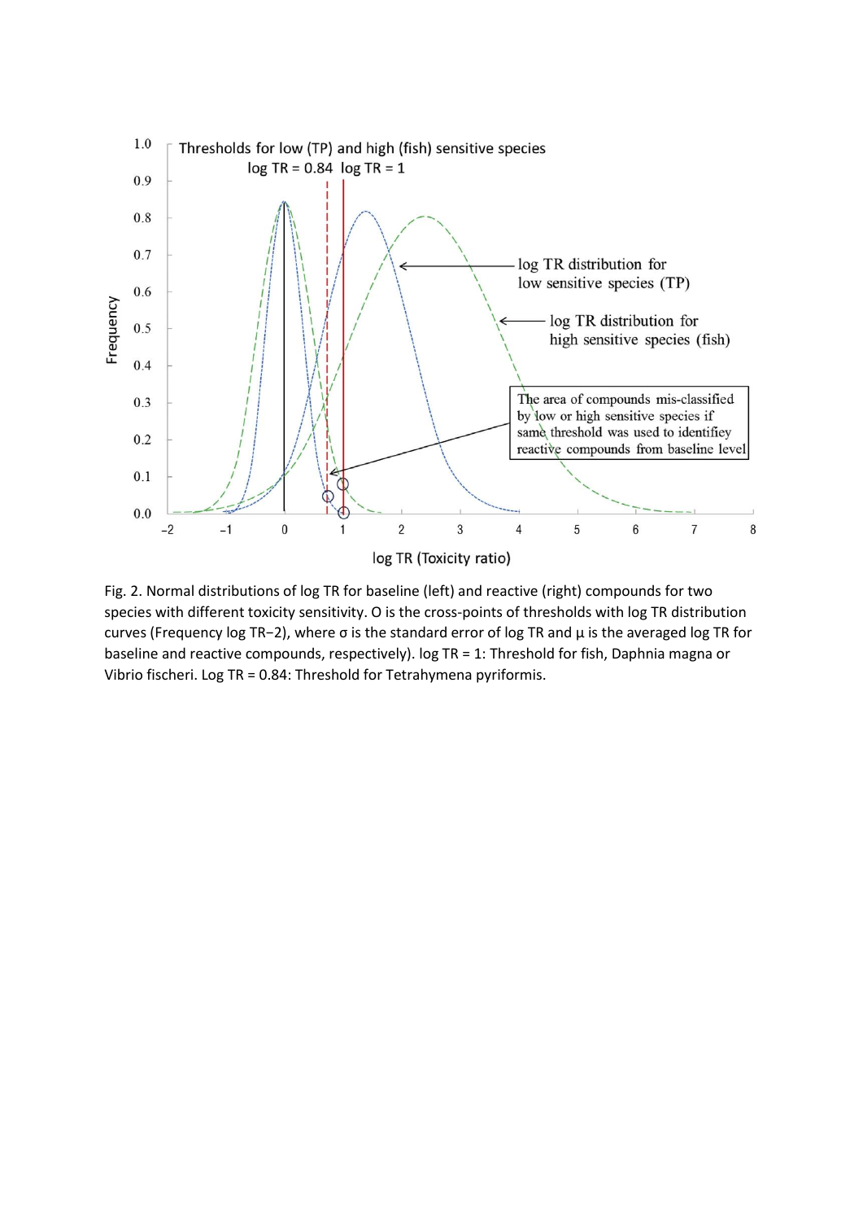Fig. 2. Normal distributions of log TR for baseline (left) and reactive (right) compounds for two species with different toxicity sensitivity. O is the cross-points of thresholds with log TR distribution curves (Frequency log TR−2), where σ is the standard error of log TR and μ is the averaged log TR for baseline and reactive compounds, respectively). log TR = 1: Threshold for fish, Daphnia magna or Vibrio fischeri. Log TR = 0.84: Threshold for Tetrahymena pyriformis.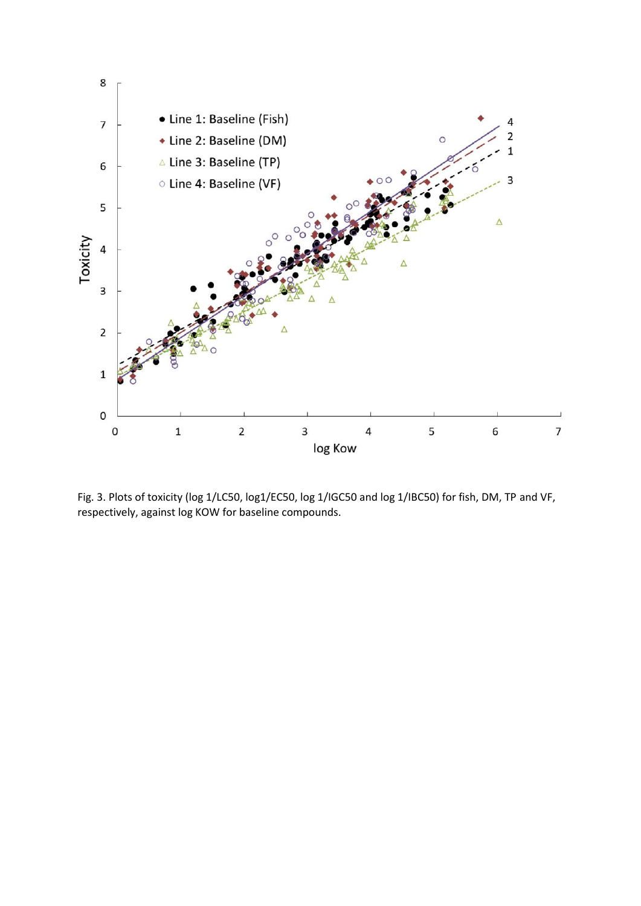Fig. 3. Plots of toxicity (log 1/LC50, log1/EC50, log 1/IGC50 and log 1/IBC50) for fish, DM, TP and VF, respectively, against log KOW for baseline compounds.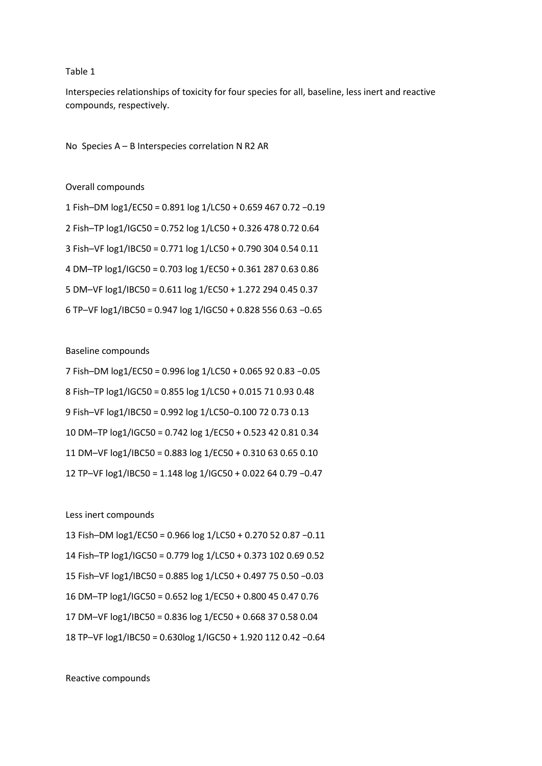Table 1

Interspecies relationships of toxicity for four species for all, baseline, less inert and reactive compounds, respectively.

| No | Species A – B | Interspecies correlation | N | $R^2$ | AR |
|---|---|---|---|---|---|
| Overall compounds | | | | | |
| 1 | Fish–DM | $\log 1/EC_{50} = 0.891 \log 1/LC_{50} + 0.659$ | 467 | 0.72 | −0.19 |
| 2 | Fish–TP | $\log 1/IGC_{50} = 0.752 \log 1/LC_{50} + 0.326$ | 478 | 0.72 | 0.64 |
| 3 | Fish–VF | $\log 1/IBC_{50} = 0.771 \log 1/LC_{50} + 0.790$ | 304 | 0.54 | 0.11 |
| 4 | DM–TP | $\log 1/IGC_{50} = 0.703 \log 1/EC_{50} + 0.361$ | 287 | 0.63 | 0.86 |
| 5 | DM–VF | $\log 1/IBC_{50} = 0.611 \log 1/EC_{50} + 1.272$ | 294 | 0.45 | 0.37 |
| 6 | TP–VF | $\log 1/IBC_{50} = 0.947 \log 1/IGC_{50} + 0.828$ | 556 | 0.63 | −0.65 |
| Baseline compounds | | | | | |
| 7 | Fish–DM | $\log 1/EC_{50} = 0.996 \log 1/LC_{50} + 0.065$ | 92 | 0.83 | −0.05 |
| 8 | Fish–TP | $\log 1/IGC_{50} = 0.855 \log 1/LC_{50} + 0.015$ | 71 | 0.93 | 0.48 |
| 9 | Fish–VF | $\log 1/IBC_{50} = 0.992 \log 1/LC_{50} - 0.100$ | 72 | 0.73 | 0.13 |
| 10 | DM–TP | $\log 1/IGC_{50} = 0.742 \log 1/EC_{50} + 0.523$ | 42 | 0.81 | 0.34 |
| 11 | DM–VF | $\log 1/IBC_{50} = 0.883 \log 1/EC_{50} + 0.310$ | 63 | 0.65 | 0.10 |
| 12 | TP–VF | $\log 1/IBC_{50} = 1.148 \log 1/IGC_{50} + 0.022$ | 64 | 0.79 | −0.47 |
| Less inert compounds | | | | | |
| 13 | Fish–DM | $\log 1/EC_{50} = 0.966 \log 1/LC_{50} + 0.270$ | 52 | 0.87 | −0.11 |
| 14 | Fish–TP | $\log 1/IGC_{50} = 0.779 \log 1/LC_{50} + 0.373$ | 102 | 0.69 | 0.52 |
| 15 | Fish–VF | $\log 1/IBC_{50} = 0.885 \log 1/LC_{50} + 0.497$ | 75 | 0.50 | −0.03 |
| 16 | DM–TP | $\log 1/IGC_{50} = 0.652 \log 1/EC_{50} + 0.800$ | 45 | 0.47 | 0.76 |
| 17 | DM–VF | $\log 1/IBC_{50} = 0.836 \log 1/EC_{50} + 0.668$ | 37 | 0.58 | 0.04 |
| 18 | TP–VF | $\log 1/IBC_{50} = 0.630 \log 1/IGC_{50} + 1.920$ | 112 | 0.42 | −0.64 |
| Reactive compounds | | | | | |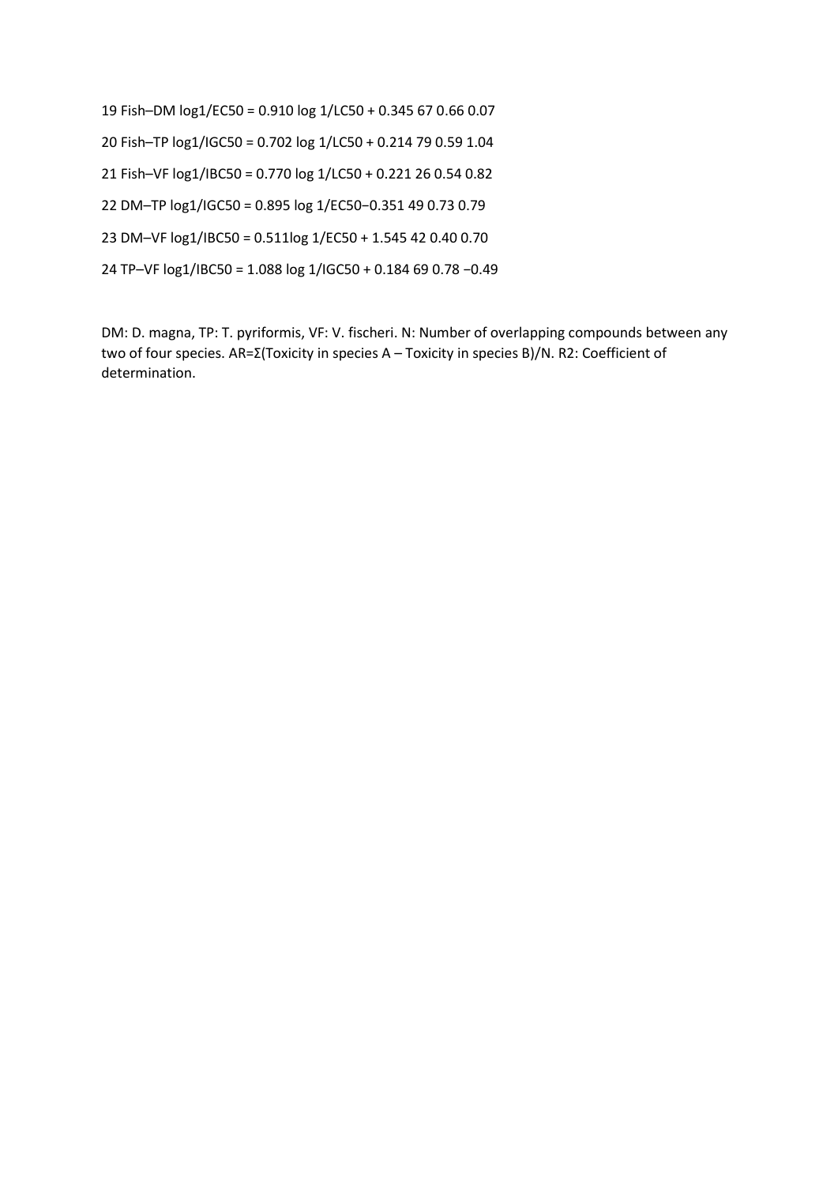19 Fish–DM log1/EC50 = 0.910 log 1/LC50 + 0.345 67 0.66 0.07

20 Fish–TP log1/IGC50 = 0.702 log 1/LC50 + 0.214 79 0.59 1.04

21 Fish–VF log1/IBC50 = 0.770 log 1/LC50 + 0.221 26 0.54 0.82

22 DM–TP log1/IGC50 = 0.895 log 1/EC50−0.351 49 0.73 0.79

23 DM–VF log1/IBC50 = 0.511log 1/EC50 + 1.545 42 0.40 0.70

24 TP–VF log1/IBC50 = 1.088 log 1/IGC50 + 0.184 69 0.78 −0.49

DM: D. magna, TP: T. pyriformis, VF: V. fischeri. N: Number of overlapping compounds between any two of four species. AR=Σ(Toxicity in species A – Toxicity in species B)/N. R2: Coefficient of determination.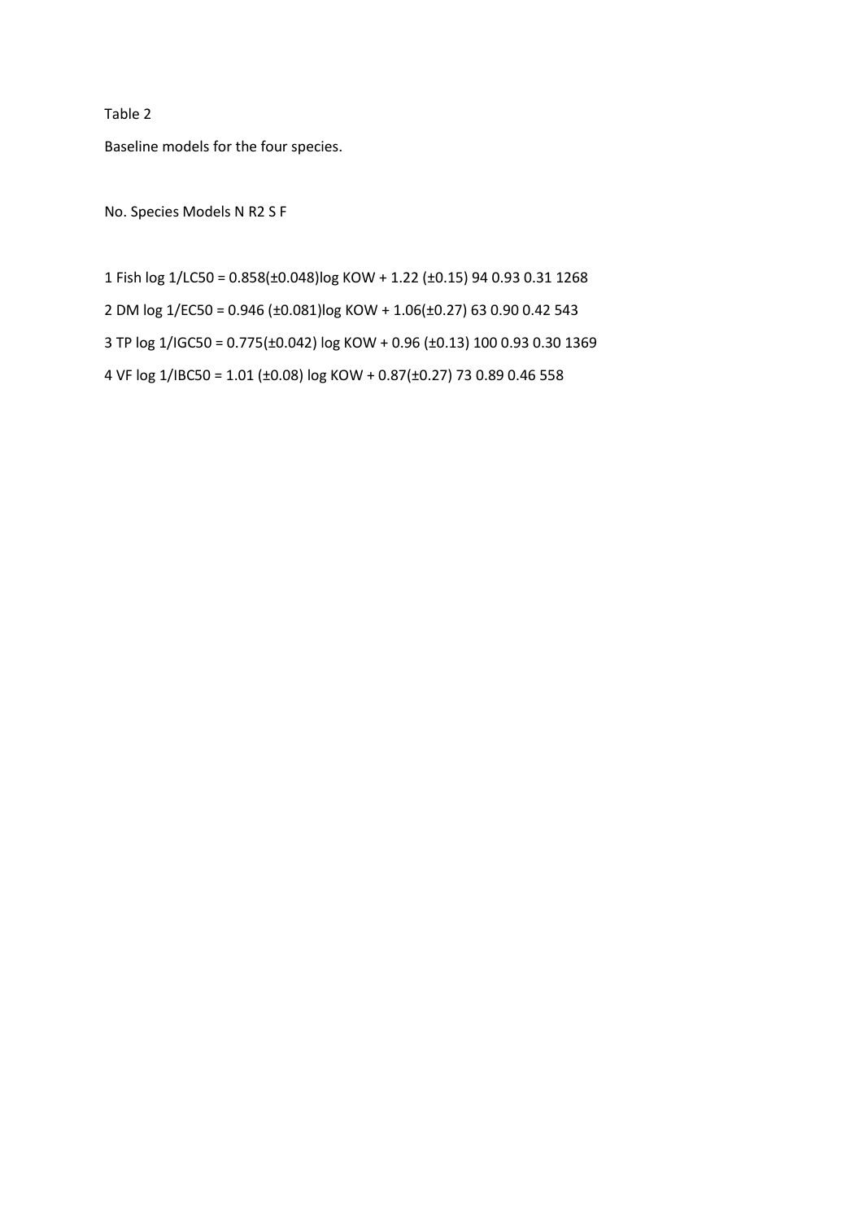Table 2

Baseline models for the four species.

| No. | Species | Models | N | $R^2$ | S | F |
|---|---|---|---|---|---|---|
| 1 | Fish | $\log 1/LC_{50} = 0.858(\pm 0.048)\log K_{OW} + 1.22\ (\pm 0.15)$ | 94 | 0.93 | 0.31 | 1268 |
| 2 | DM | $\log 1/EC_{50} = 0.946\ (\pm 0.081)\log K_{OW} + 1.06(\pm 0.27)$ | 63 | 0.90 | 0.42 | 543 |
| 3 | TP | $\log 1/IGC_{50} = 0.775(\pm 0.042)\ \log K_{OW} + 0.96\ (\pm 0.13)$ | 100 | 0.93 | 0.30 | 1369 |
| 4 | VF | $\log 1/IBC_{50} = 1.01\ (\pm 0.08)\ \log K_{OW} + 0.87(\pm 0.27)$ | 73 | 0.89 | 0.46 | 558 |